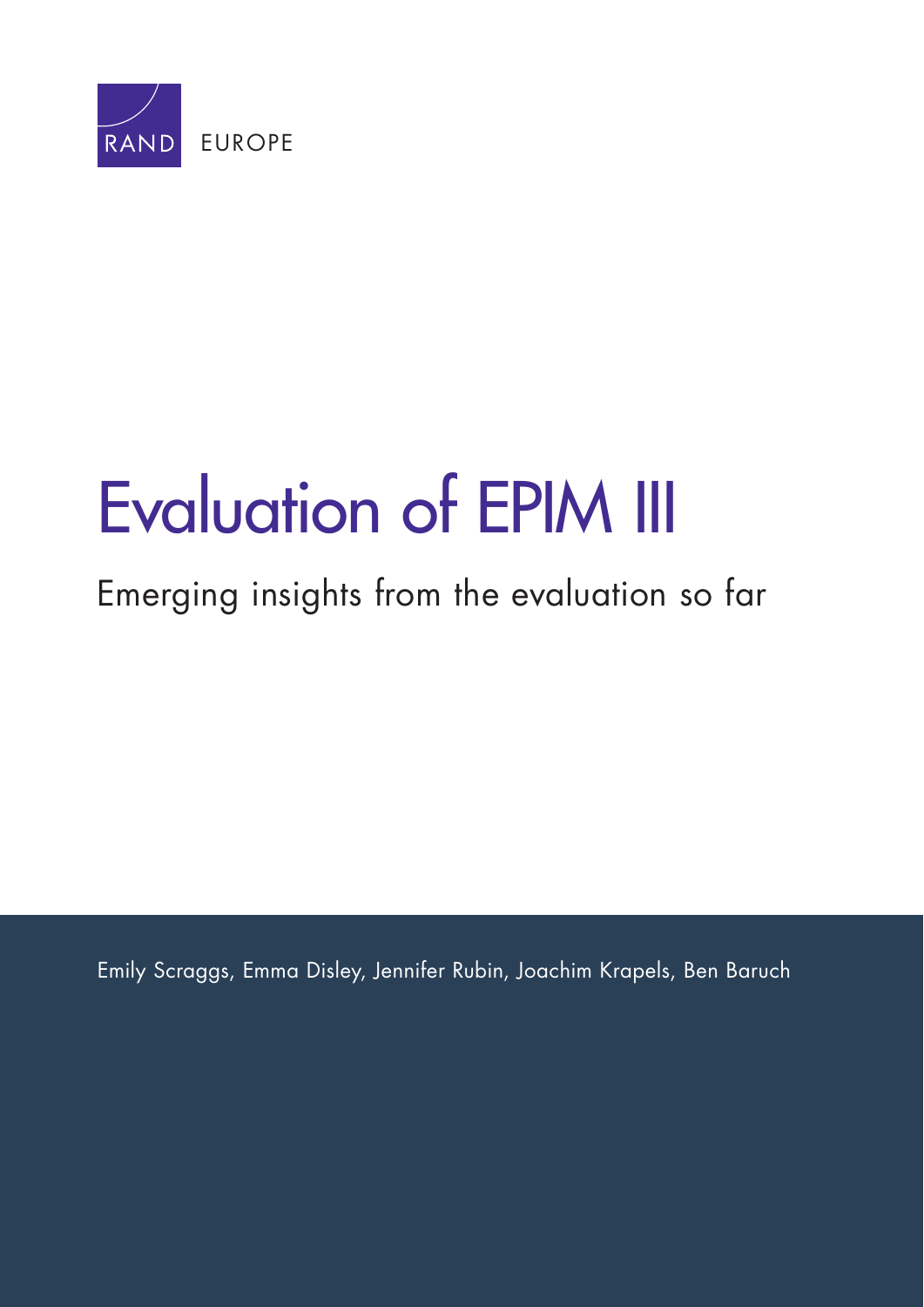RAND EUROPE

# Evaluation of EPIM III

## Emerging insights from the evaluation so far

Emily Scraggs, Emma Disley, Jennifer Rubin, Joachim Krapels, Ben Baruch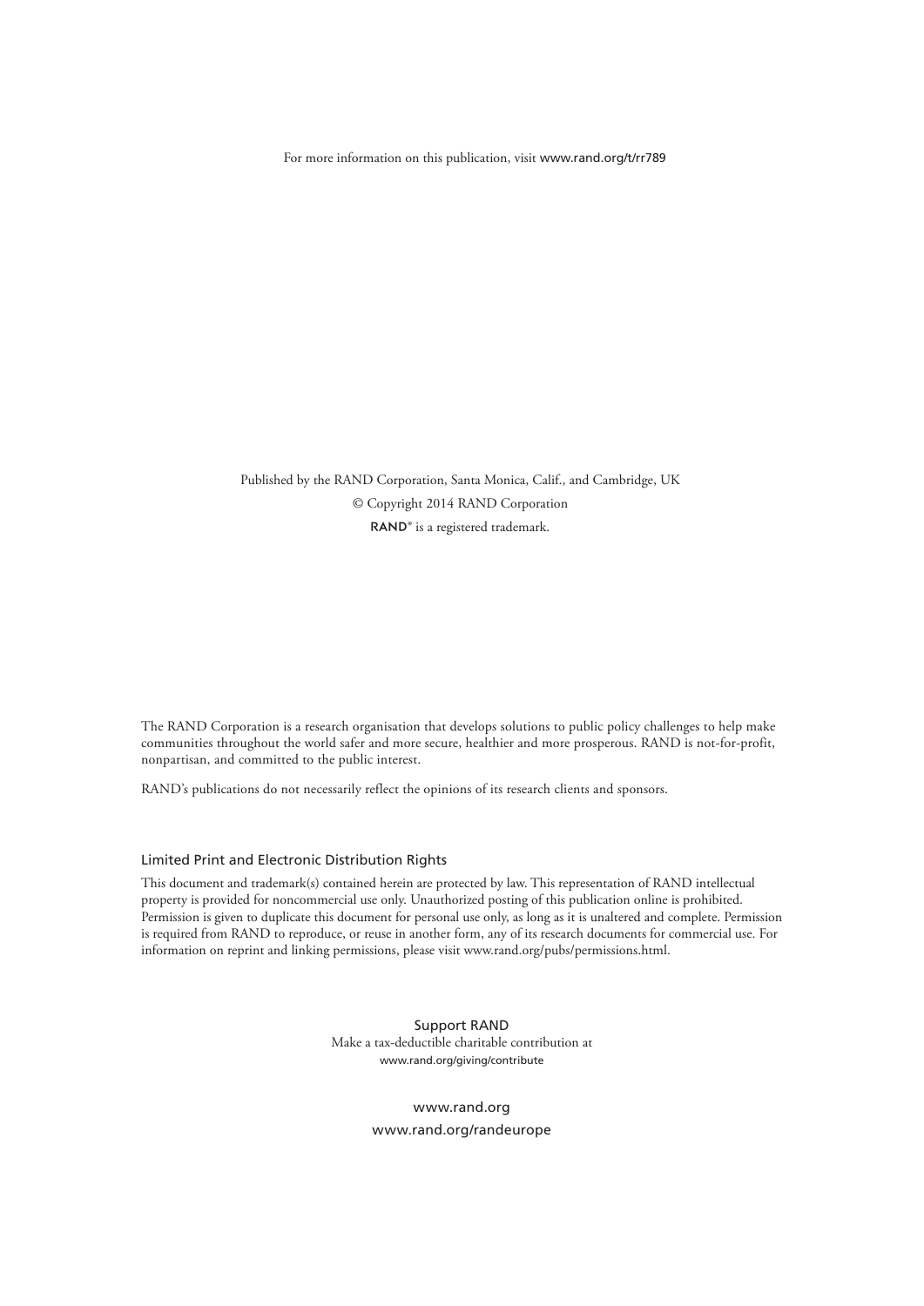For more information on this publication, visit www.rand.org/t/rr789

Published by the RAND Corporation, Santa Monica, Calif., and Cambridge, UK

© Copyright 2014 RAND Corporation

RAND® is a registered trademark.

The RAND Corporation is a research organisation that develops solutions to public policy challenges to help make communities throughout the world safer and more secure, healthier and more prosperous. RAND is not-for-profit, nonpartisan, and committed to the public interest.

RAND's publications do not necessarily reflect the opinions of its research clients and sponsors.

### Limited Print and Electronic Distribution Rights

This document and trademark(s) contained herein are protected by law. This representation of RAND intellectual property is provided for noncommercial use only. Unauthorized posting of this publication online is prohibited. Permission is given to duplicate this document for personal use only, as long as it is unaltered and complete. Permission is required from RAND to reproduce, or reuse in another form, any of its research documents for commercial use. For information on reprint and linking permissions, please visit www.rand.org/pubs/permissions.html.

Support RAND

Make a tax-deductible charitable contribution at www.rand.org/giving/contribute

www.rand.org

www.rand.org/randeurope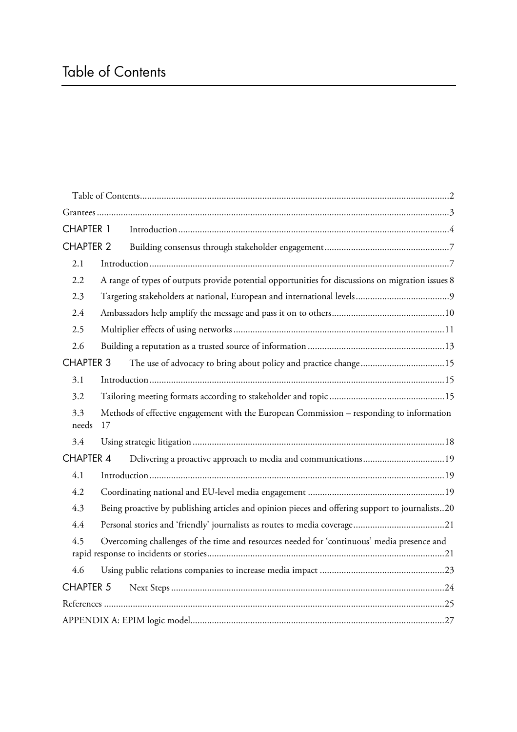# Table of Contents

Table of Contents ..... 2

Grantees ..... 3

CHAPTER 1 Introduction ..... 4

CHAPTER 2 Building consensus through stakeholder engagement ..... 7

- 2.1 Introduction ..... 7
- 2.2 A range of types of outputs provide potential opportunities for discussions on migration issues 8
- 2.3 Targeting stakeholders at national, European and international levels ..... 9
- 2.4 Ambassadors help amplify the message and pass it on to others ..... 10
- 2.5 Multiplier effects of using networks ..... 11
- 2.6 Building a reputation as a trusted source of information ..... 13

CHAPTER 3 The use of advocacy to bring about policy and practice change ..... 15

- 3.1 Introduction ..... 15
- 3.2 Tailoring meeting formats according to stakeholder and topic ..... 15
- 3.3 Methods of effective engagement with the European Commission – responding to information needs 17
- 3.4 Using strategic litigation ..... 18

CHAPTER 4 Delivering a proactive approach to media and communications ..... 19

- 4.1 Introduction ..... 19
- 4.2 Coordinating national and EU-level media engagement ..... 19
- 4.3 Being proactive by publishing articles and opinion pieces and offering support to journalists ..20
- 4.4 Personal stories and 'friendly' journalists as routes to media coverage ..... 21
- 4.5 Overcoming challenges of the time and resources needed for 'continuous' media presence and rapid response to incidents or stories ..... 21
- 4.6 Using public relations companies to increase media impact ..... 23

CHAPTER 5 Next Steps ..... 24

References ..... 25

APPENDIX A: EPIM logic model ..... 27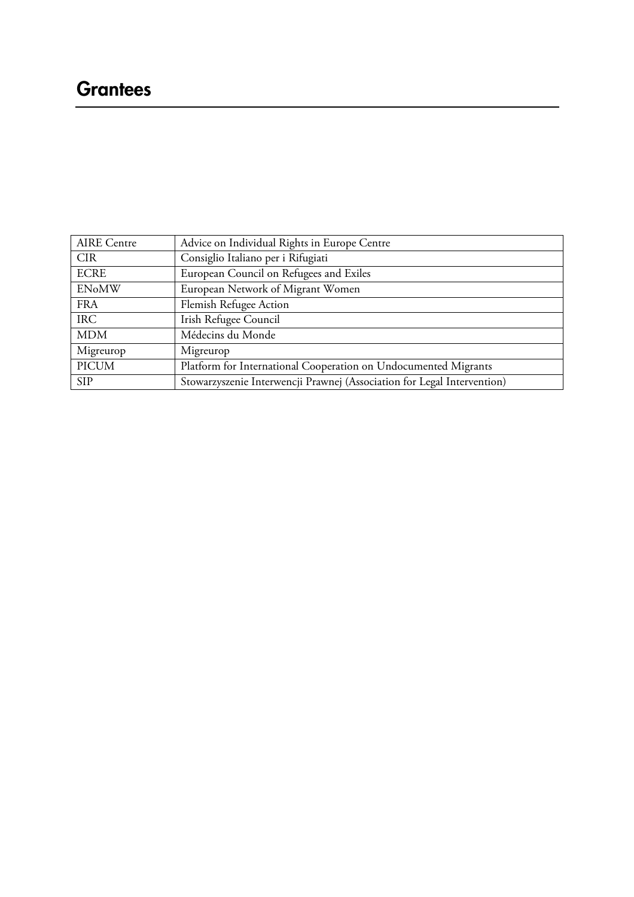# Grantees

| AIRE Centre | Advice on Individual Rights in Europe Centre |
|---|---|
| CIR | Consiglio Italiano per i Rifugiati |
| ECRE | European Council on Refugees and Exiles |
| ENoMW | European Network of Migrant Women |
| FRA | Flemish Refugee Action |
| IRC | Irish Refugee Council |
| MDM | Médecins du Monde |
| Migreurop | Migreurop |
| PICUM | Platform for International Cooperation on Undocumented Migrants |
| SIP | Stowarzyszenie Interwencji Prawnej (Association for Legal Intervention) |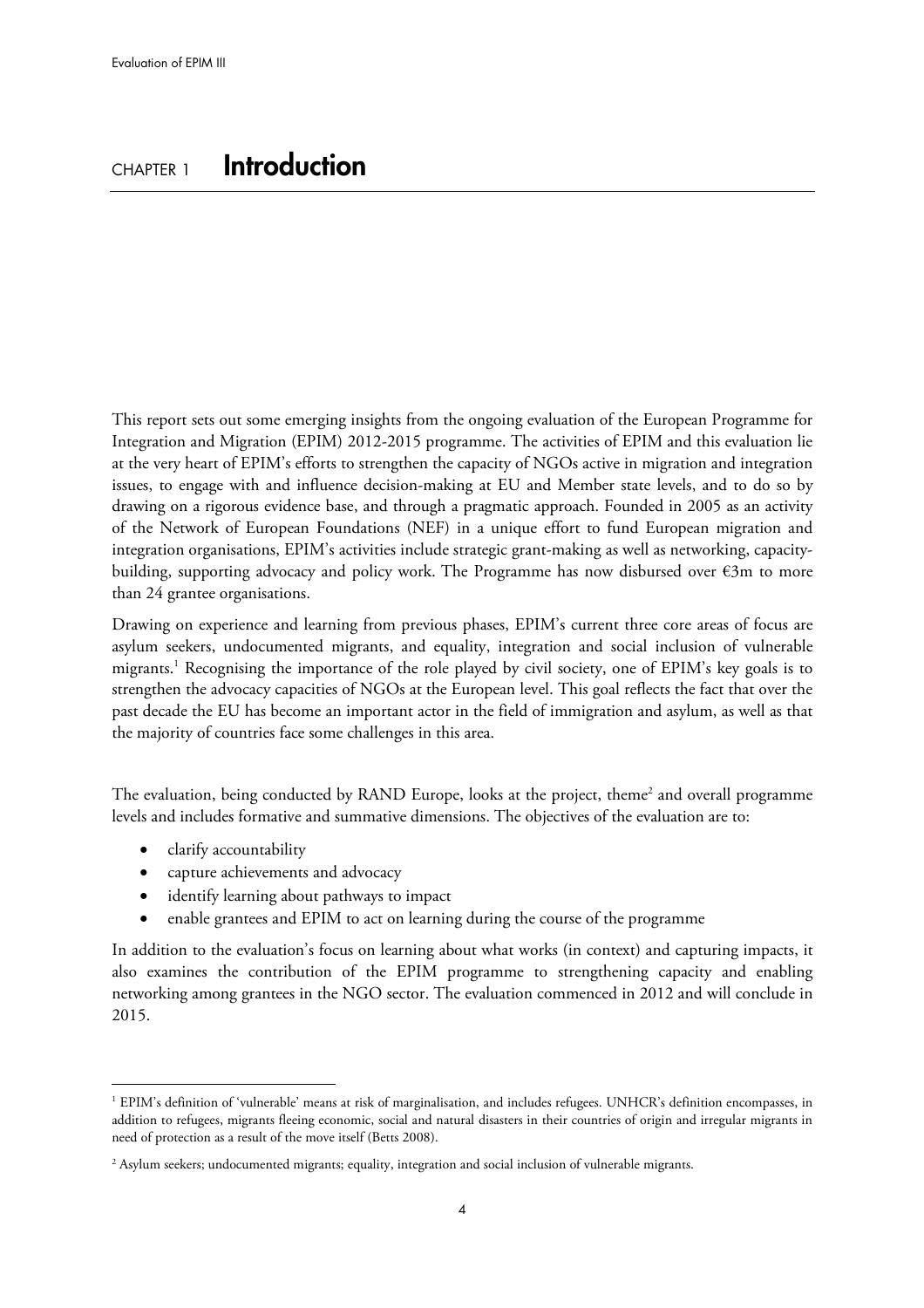# CHAPTER 1 Introduction

This report sets out some emerging insights from the ongoing evaluation of the European Programme for Integration and Migration (EPIM) 2012-2015 programme. The activities of EPIM and this evaluation lie at the very heart of EPIM's efforts to strengthen the capacity of NGOs active in migration and integration issues, to engage with and influence decision-making at EU and Member state levels, and to do so by drawing on a rigorous evidence base, and through a pragmatic approach. Founded in 2005 as an activity of the Network of European Foundations (NEF) in a unique effort to fund European migration and integration organisations, EPIM's activities include strategic grant-making as well as networking, capacity-building, supporting advocacy and policy work. The Programme has now disbursed over €3m to more than 24 grantee organisations.

Drawing on experience and learning from previous phases, EPIM's current three core areas of focus are asylum seekers, undocumented migrants, and equality, integration and social inclusion of vulnerable migrants.[1] Recognising the importance of the role played by civil society, one of EPIM's key goals is to strengthen the advocacy capacities of NGOs at the European level. This goal reflects the fact that over the past decade the EU has become an important actor in the field of immigration and asylum, as well as that the majority of countries face some challenges in this area.

The evaluation, being conducted by RAND Europe, looks at the project, theme[2] and overall programme levels and includes formative and summative dimensions. The objectives of the evaluation are to:

- clarify accountability
- capture achievements and advocacy
- identify learning about pathways to impact
- enable grantees and EPIM to act on learning during the course of the programme

In addition to the evaluation's focus on learning about what works (in context) and capturing impacts, it also examines the contribution of the EPIM programme to strengthening capacity and enabling networking among grantees in the NGO sector. The evaluation commenced in 2012 and will conclude in 2015.

---

[1] EPIM's definition of 'vulnerable' means at risk of marginalisation, and includes refugees. UNHCR's definition encompasses, in addition to refugees, migrants fleeing economic, social and natural disasters in their countries of origin and irregular migrants in need of protection as a result of the move itself (Betts 2008).

[2] Asylum seekers; undocumented migrants; equality, integration and social inclusion of vulnerable migrants.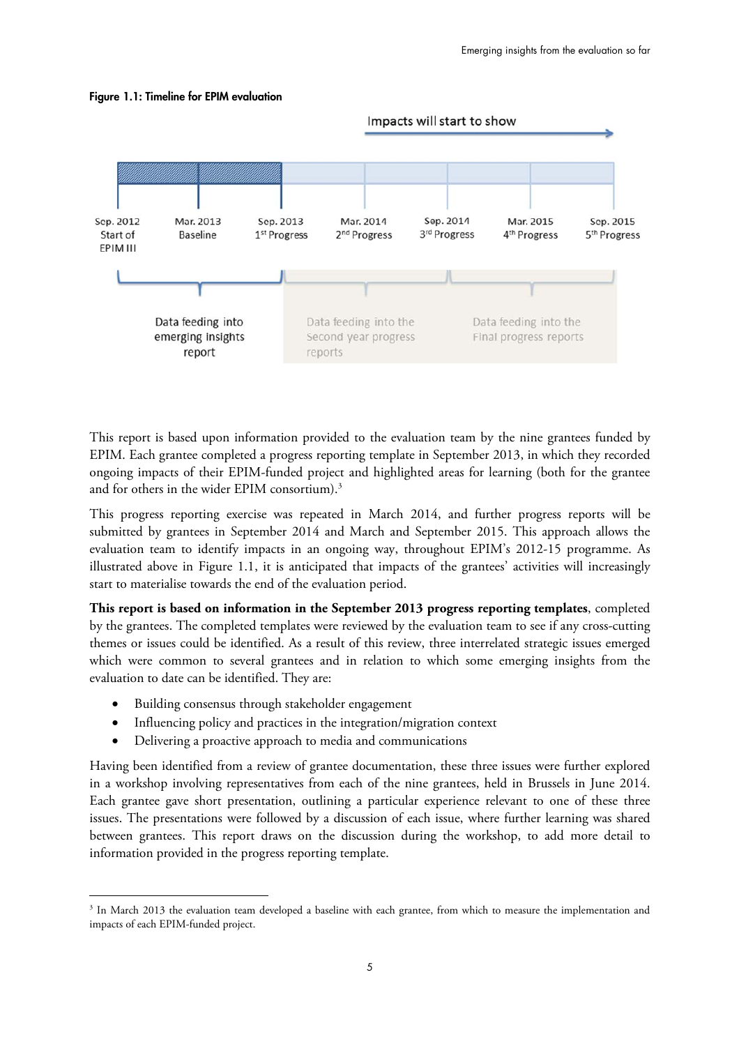**Figure 1.1: Timeline for EPIM evaluation**

Impacts will start to show

Sep. 2012 Start of EPIM III | Mar. 2013 Baseline | Sep. 2013 1st Progress | Mar. 2014 2nd Progress | Sep. 2014 3rd Progress | Mar. 2015 4th Progress | Sep. 2015 5th Progress

Data feeding into emerging insights report

Data feeding into the second year progress reports

Data feeding into the Final progress reports

This report is based upon information provided to the evaluation team by the nine grantees funded by EPIM. Each grantee completed a progress reporting template in September 2013, in which they recorded ongoing impacts of their EPIM-funded project and highlighted areas for learning (both for the grantee and for others in the wider EPIM consortium).[3]

This progress reporting exercise was repeated in March 2014, and further progress reports will be submitted by grantees in September 2014 and March and September 2015. This approach allows the evaluation team to identify impacts in an ongoing way, throughout EPIM's 2012-15 programme. As illustrated above in Figure 1.1, it is anticipated that impacts of the grantees' activities will increasingly start to materialise towards the end of the evaluation period.

**This report is based on information in the September 2013 progress reporting templates**, completed by the grantees. The completed templates were reviewed by the evaluation team to see if any cross-cutting themes or issues could be identified. As a result of this review, three interrelated strategic issues emerged which were common to several grantees and in relation to which some emerging insights from the evaluation to date can be identified. They are:

- Building consensus through stakeholder engagement
- Influencing policy and practices in the integration/migration context
- Delivering a proactive approach to media and communications

Having been identified from a review of grantee documentation, these three issues were further explored in a workshop involving representatives from each of the nine grantees, held in Brussels in June 2014. Each grantee gave short presentation, outlining a particular experience relevant to one of these three issues. The presentations were followed by a discussion of each issue, where further learning was shared between grantees. This report draws on the discussion during the workshop, to add more detail to information provided in the progress reporting template.

[3] In March 2013 the evaluation team developed a baseline with each grantee, from which to measure the implementation and impacts of each EPIM-funded project.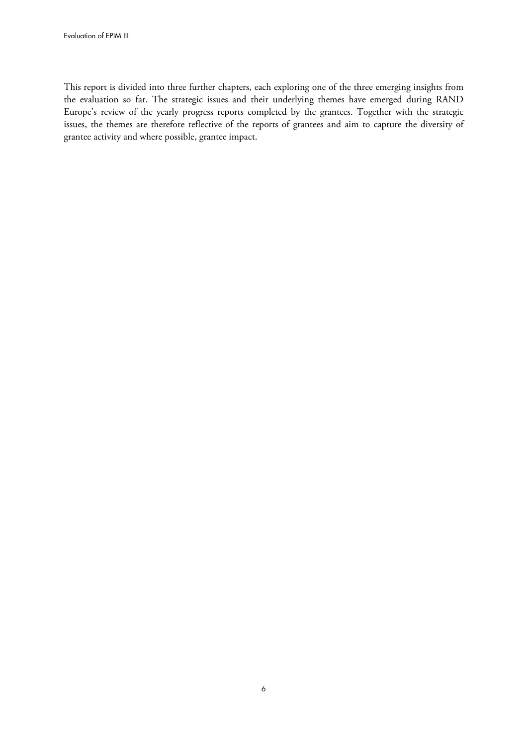This report is divided into three further chapters, each exploring one of the three emerging insights from the evaluation so far. The strategic issues and their underlying themes have emerged during RAND Europe's review of the yearly progress reports completed by the grantees. Together with the strategic issues, the themes are therefore reflective of the reports of grantees and aim to capture the diversity of grantee activity and where possible, grantee impact.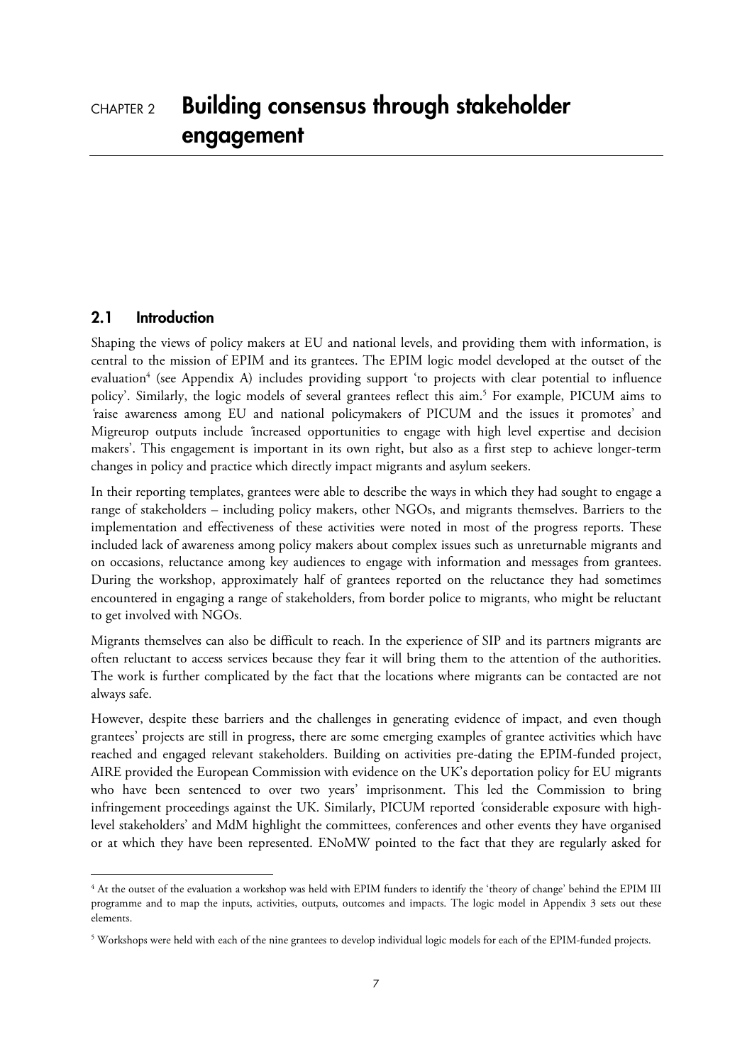# CHAPTER 2 Building consensus through stakeholder engagement

## 2.1 Introduction

Shaping the views of policy makers at EU and national levels, and providing them with information, is central to the mission of EPIM and its grantees. The EPIM logic model developed at the outset of the evaluation[4] (see Appendix A) includes providing support 'to projects with clear potential to influence policy'. Similarly, the logic models of several grantees reflect this aim.[5] For example, PICUM aims to 'raise awareness among EU and national policymakers of PICUM and the issues it promotes' and Migreurop outputs include 'increased opportunities to engage with high level expertise and decision makers'. This engagement is important in its own right, but also as a first step to achieve longer-term changes in policy and practice which directly impact migrants and asylum seekers.

In their reporting templates, grantees were able to describe the ways in which they had sought to engage a range of stakeholders – including policy makers, other NGOs, and migrants themselves. Barriers to the implementation and effectiveness of these activities were noted in most of the progress reports. These included lack of awareness among policy makers about complex issues such as unreturnable migrants and on occasions, reluctance among key audiences to engage with information and messages from grantees. During the workshop, approximately half of grantees reported on the reluctance they had sometimes encountered in engaging a range of stakeholders, from border police to migrants, who might be reluctant to get involved with NGOs.

Migrants themselves can also be difficult to reach. In the experience of SIP and its partners migrants are often reluctant to access services because they fear it will bring them to the attention of the authorities. The work is further complicated by the fact that the locations where migrants can be contacted are not always safe.

However, despite these barriers and the challenges in generating evidence of impact, and even though grantees' projects are still in progress, there are some emerging examples of grantee activities which have reached and engaged relevant stakeholders. Building on activities pre-dating the EPIM-funded project, AIRE provided the European Commission with evidence on the UK's deportation policy for EU migrants who have been sentenced to over two years' imprisonment. This led the Commission to bring infringement proceedings against the UK. Similarly, PICUM reported 'considerable exposure with high-level stakeholders' and MdM highlight the committees, conferences and other events they have organised or at which they have been represented. ENoMW pointed to the fact that they are regularly asked for

---

[4] At the outset of the evaluation a workshop was held with EPIM funders to identify the 'theory of change' behind the EPIM III programme and to map the inputs, activities, outputs, outcomes and impacts. The logic model in Appendix 3 sets out these elements.

[5] Workshops were held with each of the nine grantees to develop individual logic models for each of the EPIM-funded projects.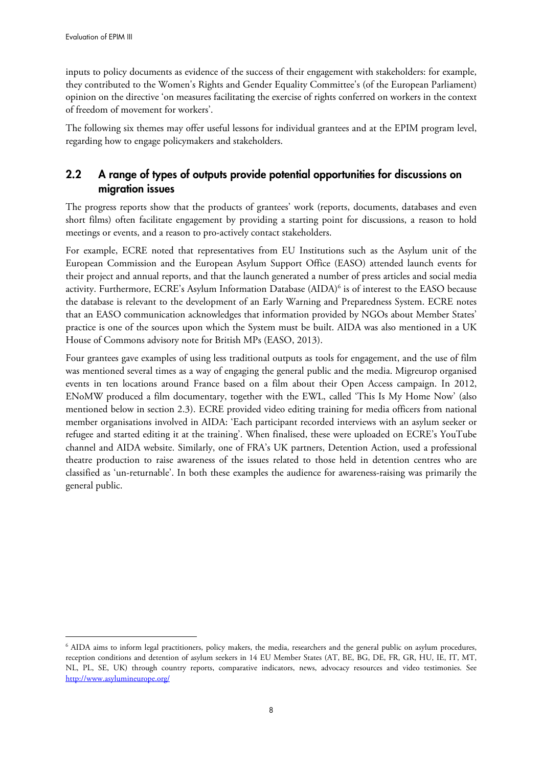inputs to policy documents as evidence of the success of their engagement with stakeholders: for example, they contributed to the Women's Rights and Gender Equality Committee's (of the European Parliament) opinion on the directive 'on measures facilitating the exercise of rights conferred on workers in the context of freedom of movement for workers'.

The following six themes may offer useful lessons for individual grantees and at the EPIM program level, regarding how to engage policymakers and stakeholders.

## 2.2 A range of types of outputs provide potential opportunities for discussions on migration issues

The progress reports show that the products of grantees' work (reports, documents, databases and even short films) often facilitate engagement by providing a starting point for discussions, a reason to hold meetings or events, and a reason to pro-actively contact stakeholders.

For example, ECRE noted that representatives from EU Institutions such as the Asylum unit of the European Commission and the European Asylum Support Office (EASO) attended launch events for their project and annual reports, and that the launch generated a number of press articles and social media activity. Furthermore, ECRE's Asylum Information Database (AIDA)[6] is of interest to the EASO because the database is relevant to the development of an Early Warning and Preparedness System. ECRE notes that an EASO communication acknowledges that information provided by NGOs about Member States' practice is one of the sources upon which the System must be built. AIDA was also mentioned in a UK House of Commons advisory note for British MPs (EASO, 2013).

Four grantees gave examples of using less traditional outputs as tools for engagement, and the use of film was mentioned several times as a way of engaging the general public and the media. Migreurop organised events in ten locations around France based on a film about their Open Access campaign. In 2012, ENoMW produced a film documentary, together with the EWL, called 'This Is My Home Now' (also mentioned below in section 2.3). ECRE provided video editing training for media officers from national member organisations involved in AIDA: 'Each participant recorded interviews with an asylum seeker or refugee and started editing it at the training'. When finalised, these were uploaded on ECRE's YouTube channel and AIDA website. Similarly, one of FRA's UK partners, Detention Action, used a professional theatre production to raise awareness of the issues related to those held in detention centres who are classified as 'un-returnable'. In both these examples the audience for awareness-raising was primarily the general public.

---

[6] AIDA aims to inform legal practitioners, policy makers, the media, researchers and the general public on asylum procedures, reception conditions and detention of asylum seekers in 14 EU Member States (AT, BE, BG, DE, FR, GR, HU, IE, IT, MT, NL, PL, SE, UK) through country reports, comparative indicators, news, advocacy resources and video testimonies. See http://www.asylumineurope.org/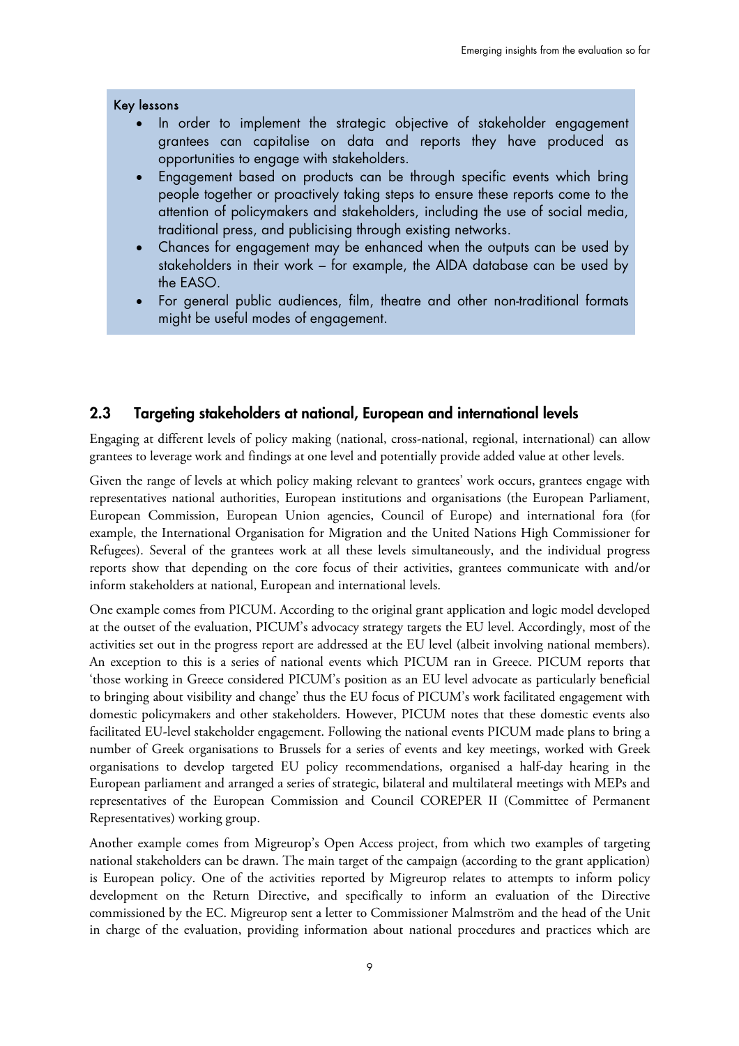**Key lessons**

- In order to implement the strategic objective of stakeholder engagement grantees can capitalise on data and reports they have produced as opportunities to engage with stakeholders.
- Engagement based on products can be through specific events which bring people together or proactively taking steps to ensure these reports come to the attention of policymakers and stakeholders, including the use of social media, traditional press, and publicising through existing networks.
- Chances for engagement may be enhanced when the outputs can be used by stakeholders in their work – for example, the AIDA database can be used by the EASO.
- For general public audiences, film, theatre and other non-traditional formats might be useful modes of engagement.

## 2.3 Targeting stakeholders at national, European and international levels

Engaging at different levels of policy making (national, cross-national, regional, international) can allow grantees to leverage work and findings at one level and potentially provide added value at other levels.

Given the range of levels at which policy making relevant to grantees' work occurs, grantees engage with representatives national authorities, European institutions and organisations (the European Parliament, European Commission, European Union agencies, Council of Europe) and international fora (for example, the International Organisation for Migration and the United Nations High Commissioner for Refugees). Several of the grantees work at all these levels simultaneously, and the individual progress reports show that depending on the core focus of their activities, grantees communicate with and/or inform stakeholders at national, European and international levels.

One example comes from PICUM. According to the original grant application and logic model developed at the outset of the evaluation, PICUM's advocacy strategy targets the EU level. Accordingly, most of the activities set out in the progress report are addressed at the EU level (albeit involving national members). An exception to this is a series of national events which PICUM ran in Greece. PICUM reports that 'those working in Greece considered PICUM's position as an EU level advocate as particularly beneficial to bringing about visibility and change' thus the EU focus of PICUM's work facilitated engagement with domestic policymakers and other stakeholders. However, PICUM notes that these domestic events also facilitated EU-level stakeholder engagement. Following the national events PICUM made plans to bring a number of Greek organisations to Brussels for a series of events and key meetings, worked with Greek organisations to develop targeted EU policy recommendations, organised a half-day hearing in the European parliament and arranged a series of strategic, bilateral and multilateral meetings with MEPs and representatives of the European Commission and Council COREPER II (Committee of Permanent Representatives) working group.

Another example comes from Migreurop's Open Access project, from which two examples of targeting national stakeholders can be drawn. The main target of the campaign (according to the grant application) is European policy. One of the activities reported by Migreurop relates to attempts to inform policy development on the Return Directive, and specifically to inform an evaluation of the Directive commissioned by the EC. Migreurop sent a letter to Commissioner Malmström and the head of the Unit in charge of the evaluation, providing information about national procedures and practices which are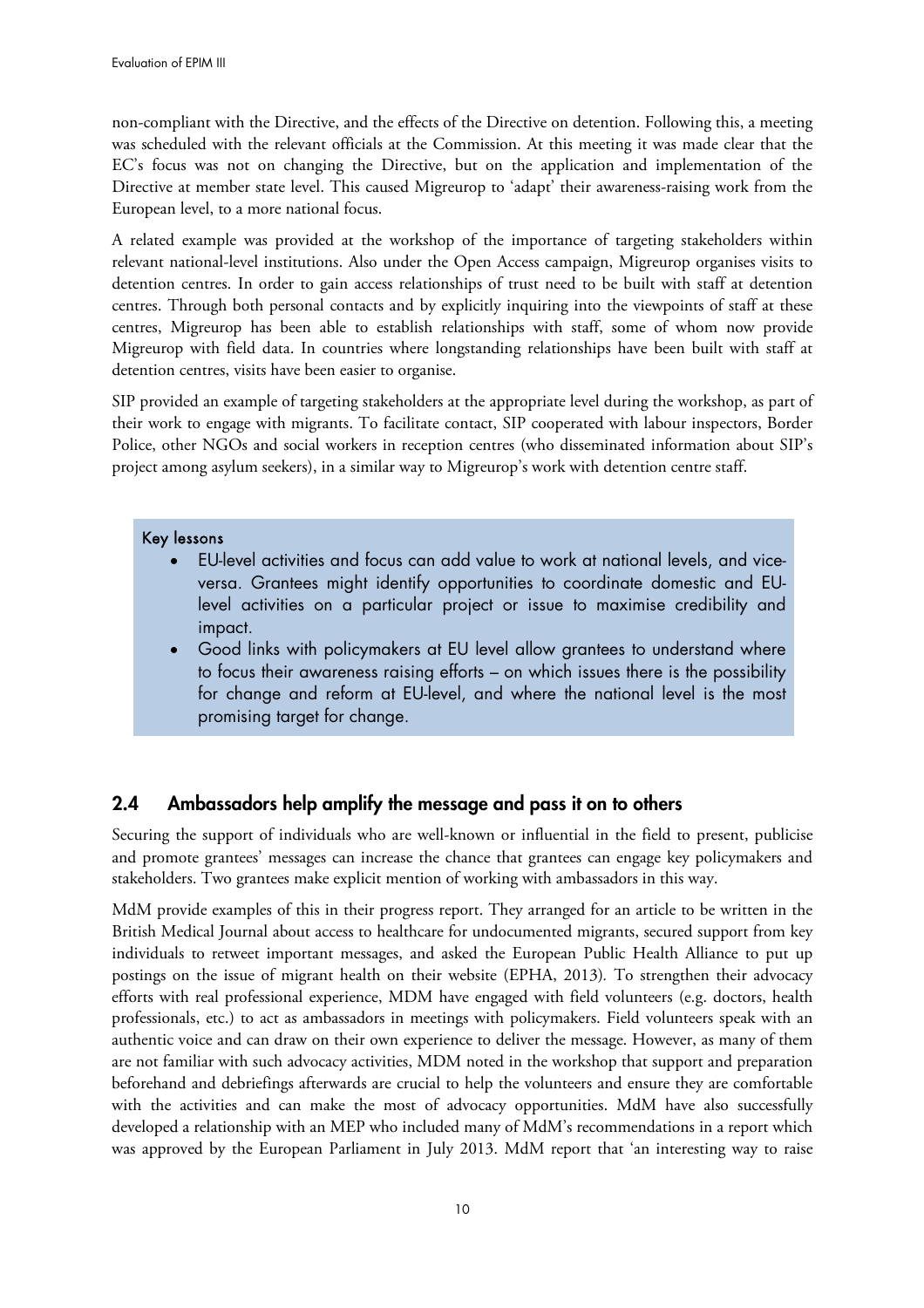non-compliant with the Directive, and the effects of the Directive on detention. Following this, a meeting was scheduled with the relevant officials at the Commission. At this meeting it was made clear that the EC's focus was not on changing the Directive, but on the application and implementation of the Directive at member state level. This caused Migreurop to 'adapt' their awareness-raising work from the European level, to a more national focus.

A related example was provided at the workshop of the importance of targeting stakeholders within relevant national-level institutions. Also under the Open Access campaign, Migreurop organises visits to detention centres. In order to gain access relationships of trust need to be built with staff at detention centres. Through both personal contacts and by explicitly inquiring into the viewpoints of staff at these centres, Migreurop has been able to establish relationships with staff, some of whom now provide Migreurop with field data. In countries where longstanding relationships have been built with staff at detention centres, visits have been easier to organise.

SIP provided an example of targeting stakeholders at the appropriate level during the workshop, as part of their work to engage with migrants. To facilitate contact, SIP cooperated with labour inspectors, Border Police, other NGOs and social workers in reception centres (who disseminated information about SIP's project among asylum seekers), in a similar way to Migreurop's work with detention centre staff.

**Key lessons**

- EU-level activities and focus can add value to work at national levels, and vice-versa. Grantees might identify opportunities to coordinate domestic and EU-level activities on a particular project or issue to maximise credibility and impact.
- Good links with policymakers at EU level allow grantees to understand where to focus their awareness raising efforts – on which issues there is the possibility for change and reform at EU-level, and where the national level is the most promising target for change.

## 2.4 Ambassadors help amplify the message and pass it on to others

Securing the support of individuals who are well-known or influential in the field to present, publicise and promote grantees' messages can increase the chance that grantees can engage key policymakers and stakeholders. Two grantees make explicit mention of working with ambassadors in this way.

MdM provide examples of this in their progress report. They arranged for an article to be written in the British Medical Journal about access to healthcare for undocumented migrants, secured support from key individuals to retweet important messages, and asked the European Public Health Alliance to put up postings on the issue of migrant health on their website (EPHA, 2013). To strengthen their advocacy efforts with real professional experience, MDM have engaged with field volunteers (e.g. doctors, health professionals, etc.) to act as ambassadors in meetings with policymakers. Field volunteers speak with an authentic voice and can draw on their own experience to deliver the message. However, as many of them are not familiar with such advocacy activities, MDM noted in the workshop that support and preparation beforehand and debriefings afterwards are crucial to help the volunteers and ensure they are comfortable with the activities and can make the most of advocacy opportunities. MdM have also successfully developed a relationship with an MEP who included many of MdM's recommendations in a report which was approved by the European Parliament in July 2013. MdM report that 'an interesting way to raise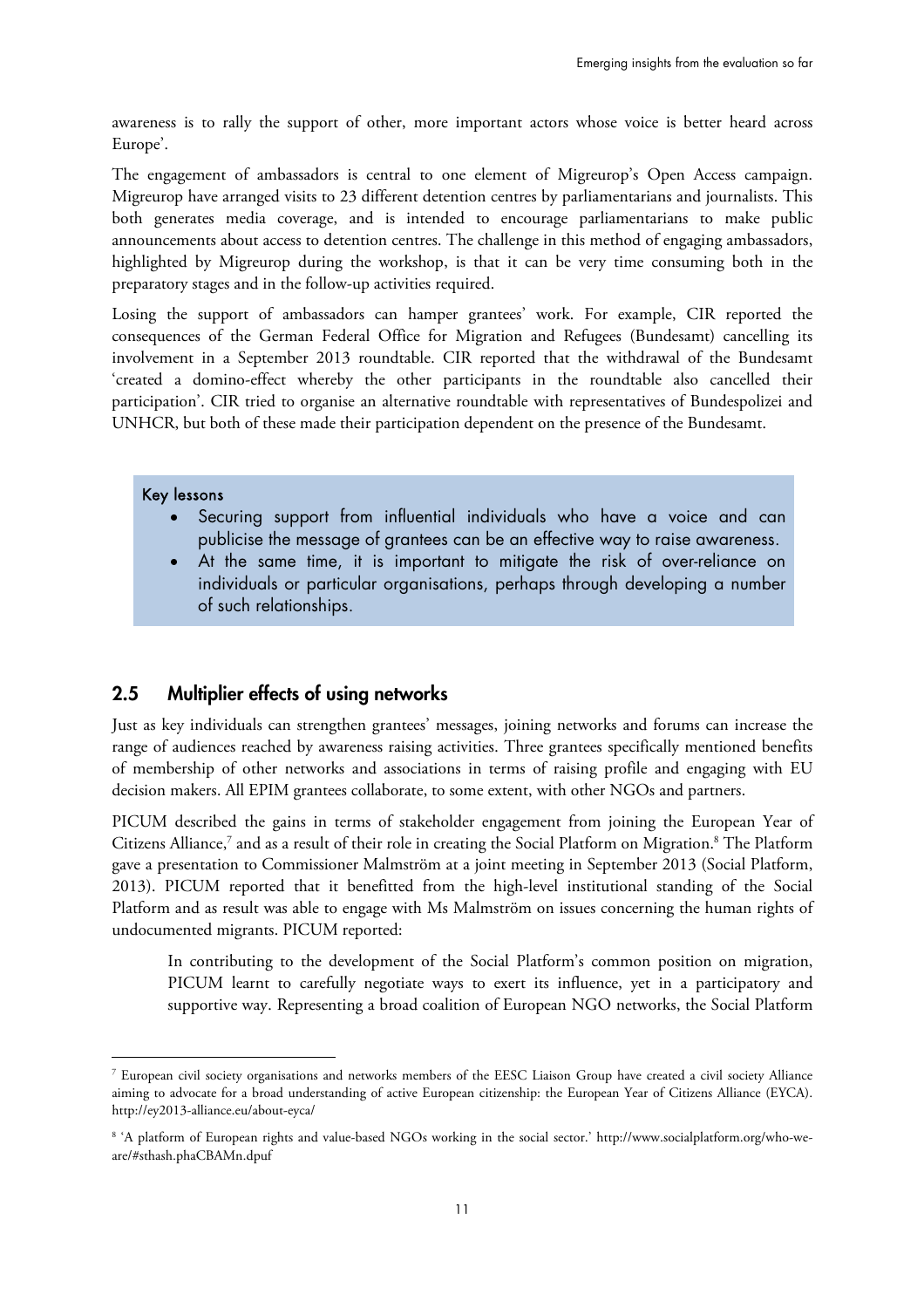awareness is to rally the support of other, more important actors whose voice is better heard across Europe'.

The engagement of ambassadors is central to one element of Migreurop's Open Access campaign. Migreurop have arranged visits to 23 different detention centres by parliamentarians and journalists. This both generates media coverage, and is intended to encourage parliamentarians to make public announcements about access to detention centres. The challenge in this method of engaging ambassadors, highlighted by Migreurop during the workshop, is that it can be very time consuming both in the preparatory stages and in the follow-up activities required.

Losing the support of ambassadors can hamper grantees' work. For example, CIR reported the consequences of the German Federal Office for Migration and Refugees (Bundesamt) cancelling its involvement in a September 2013 roundtable. CIR reported that the withdrawal of the Bundesamt 'created a domino-effect whereby the other participants in the roundtable also cancelled their participation'. CIR tried to organise an alternative roundtable with representatives of Bundespolizei and UNHCR, but both of these made their participation dependent on the presence of the Bundesamt.

**Key lessons**

- Securing support from influential individuals who have a voice and can publicise the message of grantees can be an effective way to raise awareness.
- At the same time, it is important to mitigate the risk of over-reliance on individuals or particular organisations, perhaps through developing a number of such relationships.

## 2.5 Multiplier effects of using networks

Just as key individuals can strengthen grantees' messages, joining networks and forums can increase the range of audiences reached by awareness raising activities. Three grantees specifically mentioned benefits of membership of other networks and associations in terms of raising profile and engaging with EU decision makers. All EPIM grantees collaborate, to some extent, with other NGOs and partners.

PICUM described the gains in terms of stakeholder engagement from joining the European Year of Citizens Alliance,[7] and as a result of their role in creating the Social Platform on Migration.[8] The Platform gave a presentation to Commissioner Malmström at a joint meeting in September 2013 (Social Platform, 2013). PICUM reported that it benefitted from the high-level institutional standing of the Social Platform and as result was able to engage with Ms Malmström on issues concerning the human rights of undocumented migrants. PICUM reported:

> In contributing to the development of the Social Platform's common position on migration, PICUM learnt to carefully negotiate ways to exert its influence, yet in a participatory and supportive way. Representing a broad coalition of European NGO networks, the Social Platform

---

[7] European civil society organisations and networks members of the EESC Liaison Group have created a civil society Alliance aiming to advocate for a broad understanding of active European citizenship: the European Year of Citizens Alliance (EYCA). http://ey2013-alliance.eu/about-eyca/

[8] 'A platform of European rights and value-based NGOs working in the social sector.' http://www.socialplatform.org/who-we-are/#sthash.phaCBAMn.dpuf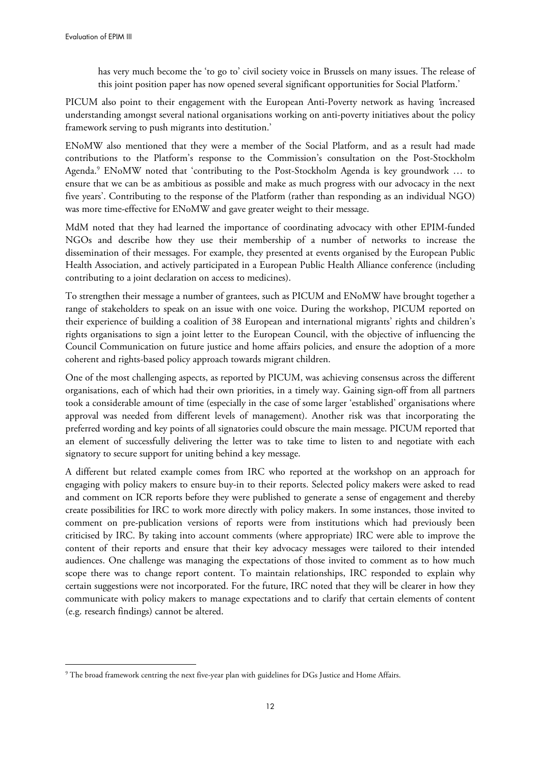has very much become the 'to go to' civil society voice in Brussels on many issues. The release of this joint position paper has now opened several significant opportunities for Social Platform.'

PICUM also point to their engagement with the European Anti-Poverty network as having 'increased understanding amongst several national organisations working on anti-poverty initiatives about the policy framework serving to push migrants into destitution.'

ENoMW also mentioned that they were a member of the Social Platform, and as a result had made contributions to the Platform's response to the Commission's consultation on the Post-Stockholm Agenda.[9] ENoMW noted that 'contributing to the Post-Stockholm Agenda is key groundwork … to ensure that we can be as ambitious as possible and make as much progress with our advocacy in the next five years'. Contributing to the response of the Platform (rather than responding as an individual NGO) was more time-effective for ENoMW and gave greater weight to their message.

MdM noted that they had learned the importance of coordinating advocacy with other EPIM-funded NGOs and describe how they use their membership of a number of networks to increase the dissemination of their messages. For example, they presented at events organised by the European Public Health Association, and actively participated in a European Public Health Alliance conference (including contributing to a joint declaration on access to medicines).

To strengthen their message a number of grantees, such as PICUM and ENoMW have brought together a range of stakeholders to speak on an issue with one voice. During the workshop, PICUM reported on their experience of building a coalition of 38 European and international migrants' rights and children's rights organisations to sign a joint letter to the European Council, with the objective of influencing the Council Communication on future justice and home affairs policies, and ensure the adoption of a more coherent and rights-based policy approach towards migrant children.

One of the most challenging aspects, as reported by PICUM, was achieving consensus across the different organisations, each of which had their own priorities, in a timely way. Gaining sign-off from all partners took a considerable amount of time (especially in the case of some larger 'established' organisations where approval was needed from different levels of management). Another risk was that incorporating the preferred wording and key points of all signatories could obscure the main message. PICUM reported that an element of successfully delivering the letter was to take time to listen to and negotiate with each signatory to secure support for uniting behind a key message.

A different but related example comes from IRC who reported at the workshop on an approach for engaging with policy makers to ensure buy-in to their reports. Selected policy makers were asked to read and comment on ICR reports before they were published to generate a sense of engagement and thereby create possibilities for IRC to work more directly with policy makers. In some instances, those invited to comment on pre-publication versions of reports were from institutions which had previously been criticised by IRC. By taking into account comments (where appropriate) IRC were able to improve the content of their reports and ensure that their key advocacy messages were tailored to their intended audiences. One challenge was managing the expectations of those invited to comment as to how much scope there was to change report content. To maintain relationships, IRC responded to explain why certain suggestions were not incorporated. For the future, IRC noted that they will be clearer in how they communicate with policy makers to manage expectations and to clarify that certain elements of content (e.g. research findings) cannot be altered.

---

[9] The broad framework centring the next five-year plan with guidelines for DGs Justice and Home Affairs.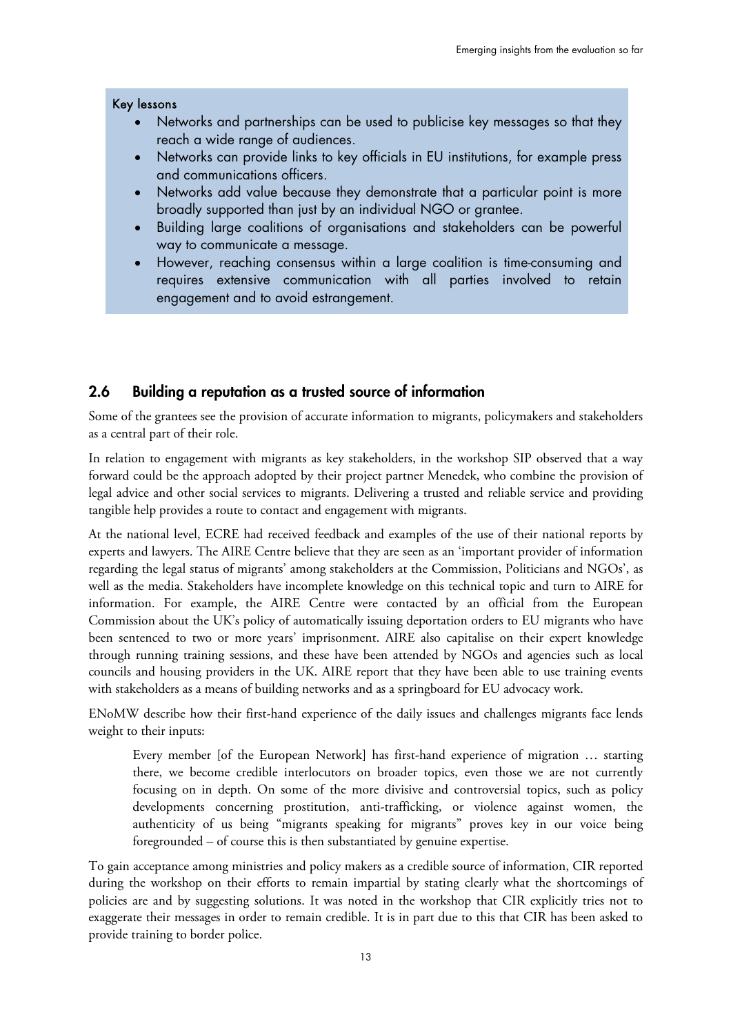**Key lessons**

- Networks and partnerships can be used to publicise key messages so that they reach a wide range of audiences.
- Networks can provide links to key officials in EU institutions, for example press and communications officers.
- Networks add value because they demonstrate that a particular point is more broadly supported than just by an individual NGO or grantee.
- Building large coalitions of organisations and stakeholders can be powerful way to communicate a message.
- However, reaching consensus within a large coalition is time-consuming and requires extensive communication with all parties involved to retain engagement and to avoid estrangement.

## 2.6 Building a reputation as a trusted source of information

Some of the grantees see the provision of accurate information to migrants, policymakers and stakeholders as a central part of their role.

In relation to engagement with migrants as key stakeholders, in the workshop SIP observed that a way forward could be the approach adopted by their project partner Menedek, who combine the provision of legal advice and other social services to migrants. Delivering a trusted and reliable service and providing tangible help provides a route to contact and engagement with migrants.

At the national level, ECRE had received feedback and examples of the use of their national reports by experts and lawyers. The AIRE Centre believe that they are seen as an 'important provider of information regarding the legal status of migrants' among stakeholders at the Commission, Politicians and NGOs', as well as the media. Stakeholders have incomplete knowledge on this technical topic and turn to AIRE for information. For example, the AIRE Centre were contacted by an official from the European Commission about the UK's policy of automatically issuing deportation orders to EU migrants who have been sentenced to two or more years' imprisonment. AIRE also capitalise on their expert knowledge through running training sessions, and these have been attended by NGOs and agencies such as local councils and housing providers in the UK. AIRE report that they have been able to use training events with stakeholders as a means of building networks and as a springboard for EU advocacy work.

ENoMW describe how their first-hand experience of the daily issues and challenges migrants face lends weight to their inputs:

> Every member [of the European Network] has first-hand experience of migration … starting there, we become credible interlocutors on broader topics, even those we are not currently focusing on in depth. On some of the more divisive and controversial topics, such as policy developments concerning prostitution, anti-trafficking, or violence against women, the authenticity of us being "migrants speaking for migrants" proves key in our voice being foregrounded – of course this is then substantiated by genuine expertise.

To gain acceptance among ministries and policy makers as a credible source of information, CIR reported during the workshop on their efforts to remain impartial by stating clearly what the shortcomings of policies are and by suggesting solutions. It was noted in the workshop that CIR explicitly tries not to exaggerate their messages in order to remain credible. It is in part due to this that CIR has been asked to provide training to border police.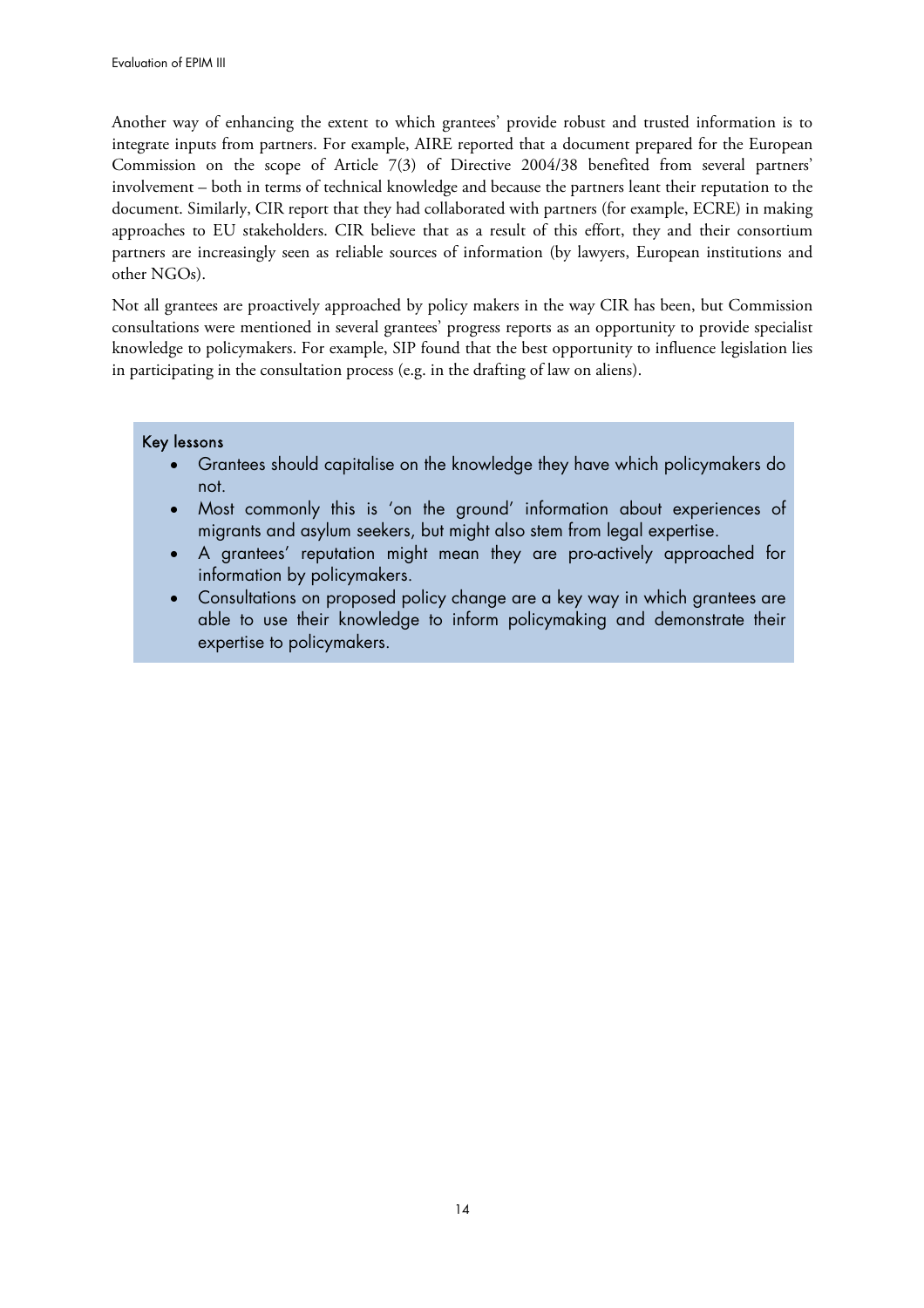Another way of enhancing the extent to which grantees' provide robust and trusted information is to integrate inputs from partners. For example, AIRE reported that a document prepared for the European Commission on the scope of Article 7(3) of Directive 2004/38 benefited from several partners' involvement – both in terms of technical knowledge and because the partners leant their reputation to the document. Similarly, CIR report that they had collaborated with partners (for example, ECRE) in making approaches to EU stakeholders. CIR believe that as a result of this effort, they and their consortium partners are increasingly seen as reliable sources of information (by lawyers, European institutions and other NGOs).

Not all grantees are proactively approached by policy makers in the way CIR has been, but Commission consultations were mentioned in several grantees' progress reports as an opportunity to provide specialist knowledge to policymakers. For example, SIP found that the best opportunity to influence legislation lies in participating in the consultation process (e.g. in the drafting of law on aliens).

**Key lessons**

- Grantees should capitalise on the knowledge they have which policymakers do not.
- Most commonly this is 'on the ground' information about experiences of migrants and asylum seekers, but might also stem from legal expertise.
- A grantees' reputation might mean they are pro-actively approached for information by policymakers.
- Consultations on proposed policy change are a key way in which grantees are able to use their knowledge to inform policymaking and demonstrate their expertise to policymakers.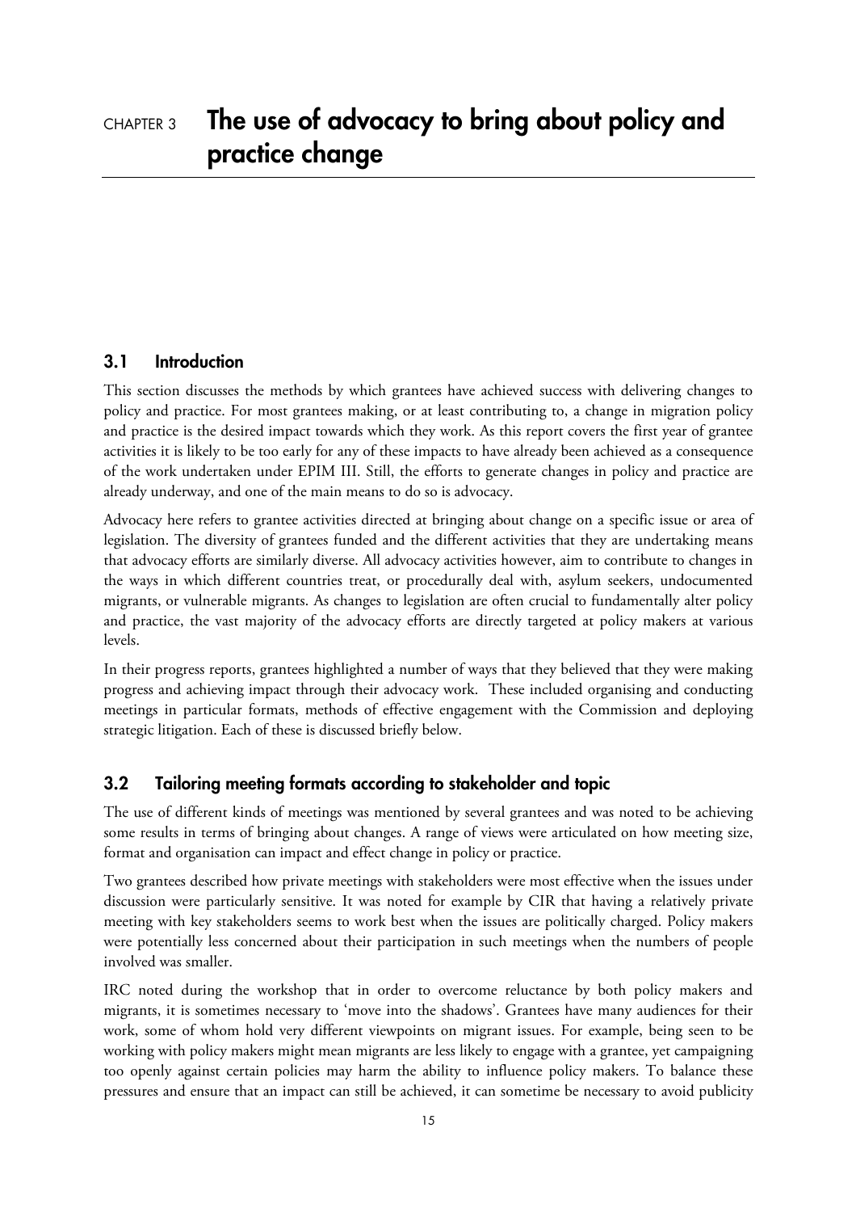# CHAPTER 3 The use of advocacy to bring about policy and practice change

## 3.1 Introduction

This section discusses the methods by which grantees have achieved success with delivering changes to policy and practice. For most grantees making, or at least contributing to, a change in migration policy and practice is the desired impact towards which they work. As this report covers the first year of grantee activities it is likely to be too early for any of these impacts to have already been achieved as a consequence of the work undertaken under EPIM III. Still, the efforts to generate changes in policy and practice are already underway, and one of the main means to do so is advocacy.

Advocacy here refers to grantee activities directed at bringing about change on a specific issue or area of legislation. The diversity of grantees funded and the different activities that they are undertaking means that advocacy efforts are similarly diverse. All advocacy activities however, aim to contribute to changes in the ways in which different countries treat, or procedurally deal with, asylum seekers, undocumented migrants, or vulnerable migrants. As changes to legislation are often crucial to fundamentally alter policy and practice, the vast majority of the advocacy efforts are directly targeted at policy makers at various levels.

In their progress reports, grantees highlighted a number of ways that they believed that they were making progress and achieving impact through their advocacy work. These included organising and conducting meetings in particular formats, methods of effective engagement with the Commission and deploying strategic litigation. Each of these is discussed briefly below.

## 3.2 Tailoring meeting formats according to stakeholder and topic

The use of different kinds of meetings was mentioned by several grantees and was noted to be achieving some results in terms of bringing about changes. A range of views were articulated on how meeting size, format and organisation can impact and effect change in policy or practice.

Two grantees described how private meetings with stakeholders were most effective when the issues under discussion were particularly sensitive. It was noted for example by CIR that having a relatively private meeting with key stakeholders seems to work best when the issues are politically charged. Policy makers were potentially less concerned about their participation in such meetings when the numbers of people involved was smaller.

IRC noted during the workshop that in order to overcome reluctance by both policy makers and migrants, it is sometimes necessary to 'move into the shadows'. Grantees have many audiences for their work, some of whom hold very different viewpoints on migrant issues. For example, being seen to be working with policy makers might mean migrants are less likely to engage with a grantee, yet campaigning too openly against certain policies may harm the ability to influence policy makers. To balance these pressures and ensure that an impact can still be achieved, it can sometime be necessary to avoid publicity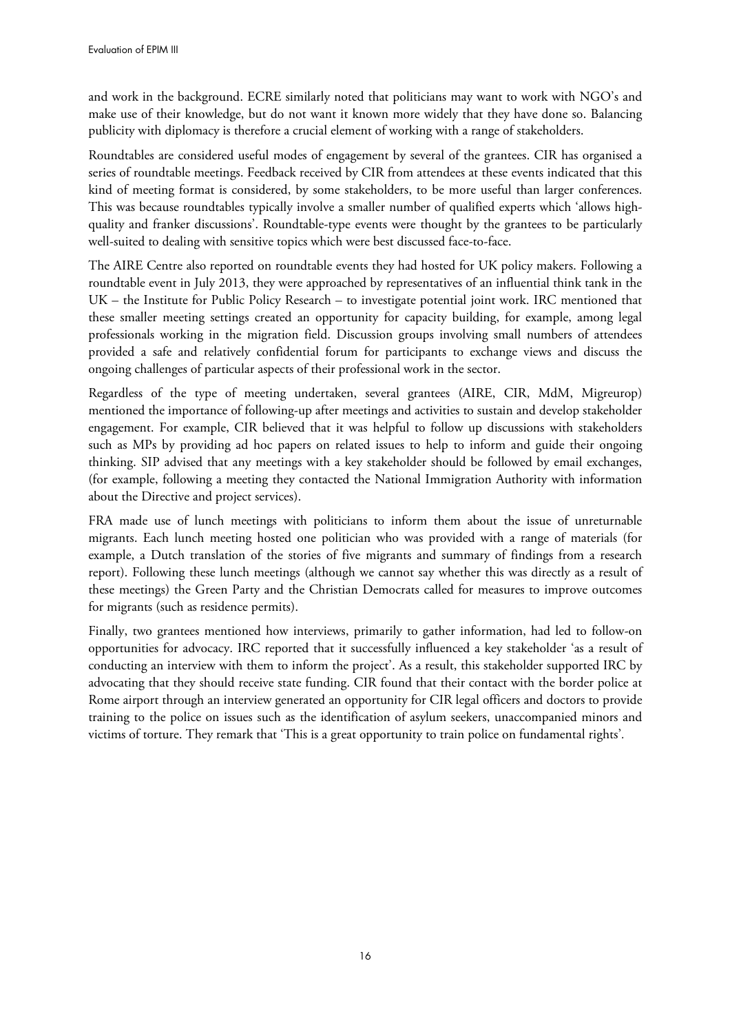and work in the background. ECRE similarly noted that politicians may want to work with NGO's and make use of their knowledge, but do not want it known more widely that they have done so. Balancing publicity with diplomacy is therefore a crucial element of working with a range of stakeholders.

Roundtables are considered useful modes of engagement by several of the grantees. CIR has organised a series of roundtable meetings. Feedback received by CIR from attendees at these events indicated that this kind of meeting format is considered, by some stakeholders, to be more useful than larger conferences. This was because roundtables typically involve a smaller number of qualified experts which 'allows high-quality and franker discussions'. Roundtable-type events were thought by the grantees to be particularly well-suited to dealing with sensitive topics which were best discussed face-to-face.

The AIRE Centre also reported on roundtable events they had hosted for UK policy makers. Following a roundtable event in July 2013, they were approached by representatives of an influential think tank in the UK – the Institute for Public Policy Research – to investigate potential joint work. IRC mentioned that these smaller meeting settings created an opportunity for capacity building, for example, among legal professionals working in the migration field. Discussion groups involving small numbers of attendees provided a safe and relatively confidential forum for participants to exchange views and discuss the ongoing challenges of particular aspects of their professional work in the sector.

Regardless of the type of meeting undertaken, several grantees (AIRE, CIR, MdM, Migreurop) mentioned the importance of following-up after meetings and activities to sustain and develop stakeholder engagement. For example, CIR believed that it was helpful to follow up discussions with stakeholders such as MPs by providing ad hoc papers on related issues to help to inform and guide their ongoing thinking. SIP advised that any meetings with a key stakeholder should be followed by email exchanges, (for example, following a meeting they contacted the National Immigration Authority with information about the Directive and project services).

FRA made use of lunch meetings with politicians to inform them about the issue of unreturnable migrants. Each lunch meeting hosted one politician who was provided with a range of materials (for example, a Dutch translation of the stories of five migrants and summary of findings from a research report). Following these lunch meetings (although we cannot say whether this was directly as a result of these meetings) the Green Party and the Christian Democrats called for measures to improve outcomes for migrants (such as residence permits).

Finally, two grantees mentioned how interviews, primarily to gather information, had led to follow-on opportunities for advocacy. IRC reported that it successfully influenced a key stakeholder 'as a result of conducting an interview with them to inform the project'. As a result, this stakeholder supported IRC by advocating that they should receive state funding. CIR found that their contact with the border police at Rome airport through an interview generated an opportunity for CIR legal officers and doctors to provide training to the police on issues such as the identification of asylum seekers, unaccompanied minors and victims of torture. They remark that 'This is a great opportunity to train police on fundamental rights'.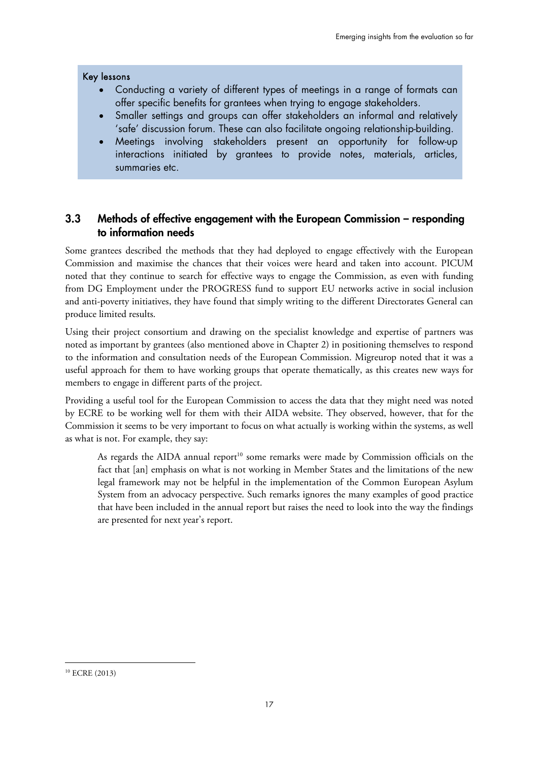**Key lessons**

- Conducting a variety of different types of meetings in a range of formats can offer specific benefits for grantees when trying to engage stakeholders.
- Smaller settings and groups can offer stakeholders an informal and relatively 'safe' discussion forum. These can also facilitate ongoing relationship-building.
- Meetings involving stakeholders present an opportunity for follow-up interactions initiated by grantees to provide notes, materials, articles, summaries etc.

## 3.3 Methods of effective engagement with the European Commission – responding to information needs

Some grantees described the methods that they had deployed to engage effectively with the European Commission and maximise the chances that their voices were heard and taken into account. PICUM noted that they continue to search for effective ways to engage the Commission, as even with funding from DG Employment under the PROGRESS fund to support EU networks active in social inclusion and anti-poverty initiatives, they have found that simply writing to the different Directorates General can produce limited results.

Using their project consortium and drawing on the specialist knowledge and expertise of partners was noted as important by grantees (also mentioned above in Chapter 2) in positioning themselves to respond to the information and consultation needs of the European Commission. Migreurop noted that it was a useful approach for them to have working groups that operate thematically, as this creates new ways for members to engage in different parts of the project.

Providing a useful tool for the European Commission to access the data that they might need was noted by ECRE to be working well for them with their AIDA website. They observed, however, that for the Commission it seems to be very important to focus on what actually is working within the systems, as well as what is not. For example, they say:

> As regards the AIDA annual report[10] some remarks were made by Commission officials on the fact that [an] emphasis on what is not working in Member States and the limitations of the new legal framework may not be helpful in the implementation of the Common European Asylum System from an advocacy perspective. Such remarks ignores the many examples of good practice that have been included in the annual report but raises the need to look into the way the findings are presented for next year's report.

---

[10] ECRE (2013)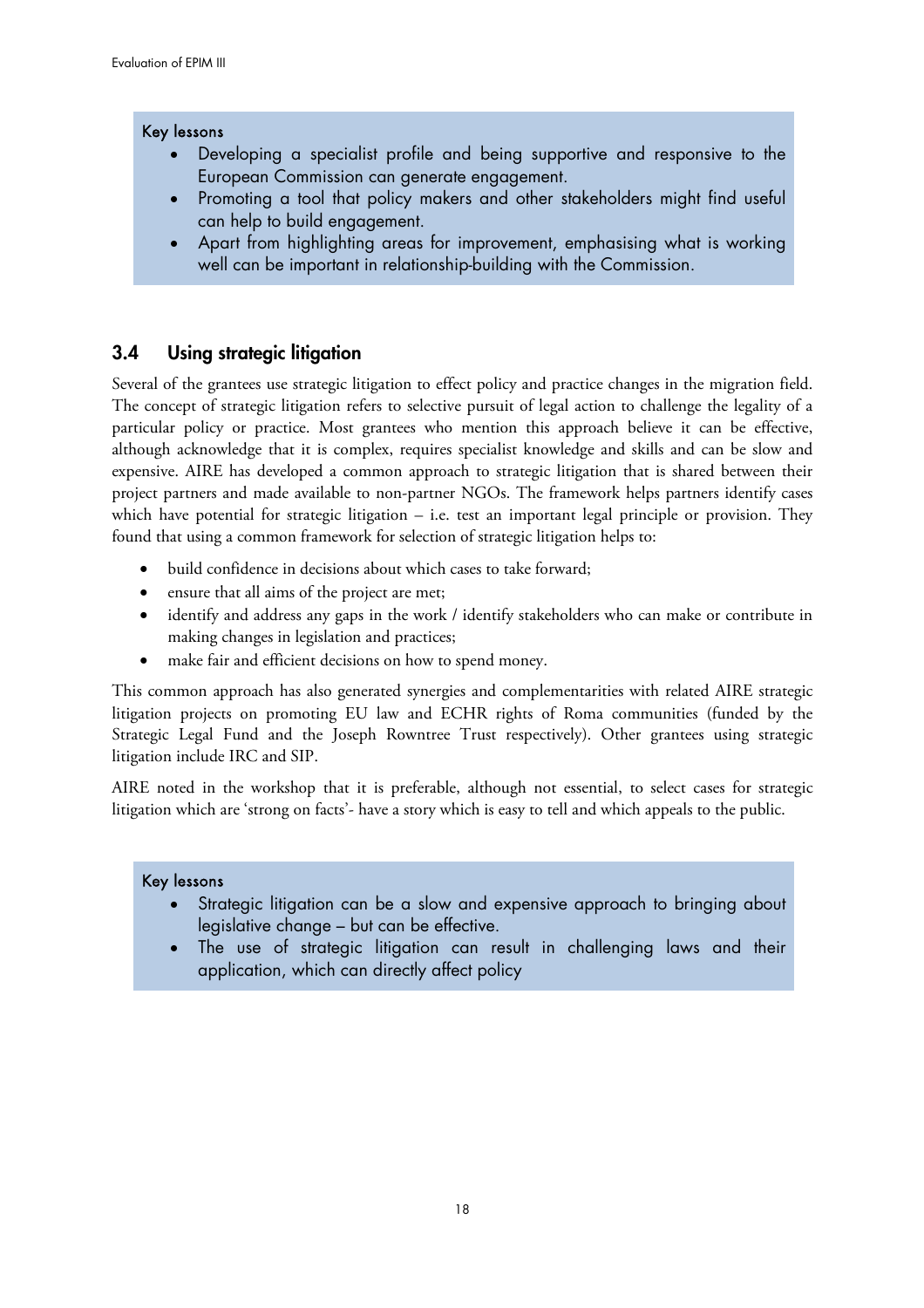**Key lessons**

- Developing a specialist profile and being supportive and responsive to the European Commission can generate engagement.
- Promoting a tool that policy makers and other stakeholders might find useful can help to build engagement.
- Apart from highlighting areas for improvement, emphasising what is working well can be important in relationship-building with the Commission.

## 3.4 Using strategic litigation

Several of the grantees use strategic litigation to effect policy and practice changes in the migration field. The concept of strategic litigation refers to selective pursuit of legal action to challenge the legality of a particular policy or practice. Most grantees who mention this approach believe it can be effective, although acknowledge that it is complex, requires specialist knowledge and skills and can be slow and expensive. AIRE has developed a common approach to strategic litigation that is shared between their project partners and made available to non-partner NGOs. The framework helps partners identify cases which have potential for strategic litigation – i.e. test an important legal principle or provision. They found that using a common framework for selection of strategic litigation helps to:

- build confidence in decisions about which cases to take forward;
- ensure that all aims of the project are met;
- identify and address any gaps in the work / identify stakeholders who can make or contribute in making changes in legislation and practices;
- make fair and efficient decisions on how to spend money.

This common approach has also generated synergies and complementarities with related AIRE strategic litigation projects on promoting EU law and ECHR rights of Roma communities (funded by the Strategic Legal Fund and the Joseph Rowntree Trust respectively). Other grantees using strategic litigation include IRC and SIP.

AIRE noted in the workshop that it is preferable, although not essential, to select cases for strategic litigation which are 'strong on facts'- have a story which is easy to tell and which appeals to the public.

**Key lessons**

- Strategic litigation can be a slow and expensive approach to bringing about legislative change – but can be effective.
- The use of strategic litigation can result in challenging laws and their application, which can directly affect policy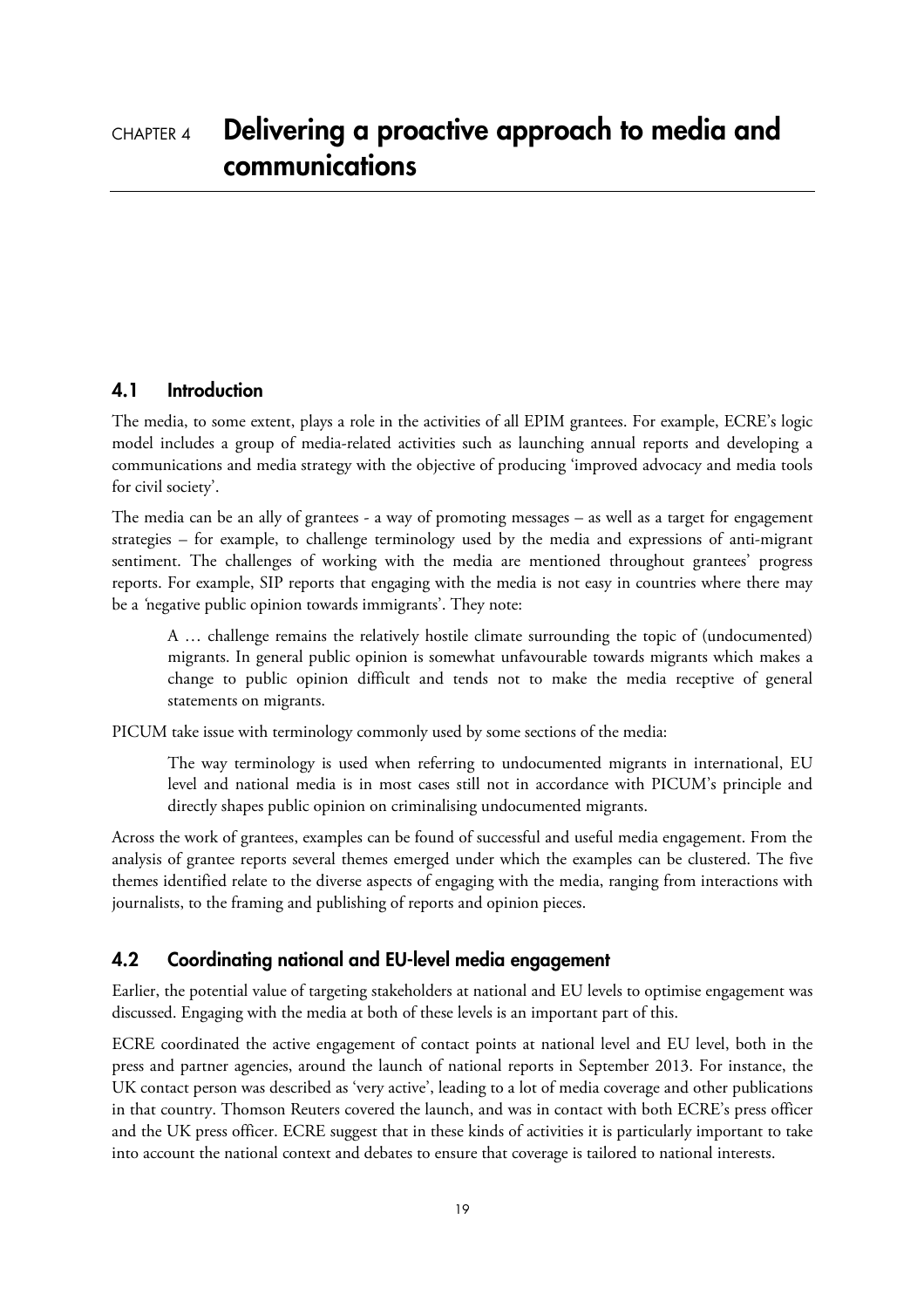# CHAPTER 4 Delivering a proactive approach to media and communications

## 4.1 Introduction

The media, to some extent, plays a role in the activities of all EPIM grantees. For example, ECRE's logic model includes a group of media-related activities such as launching annual reports and developing a communications and media strategy with the objective of producing 'improved advocacy and media tools for civil society'.

The media can be an ally of grantees - a way of promoting messages – as well as a target for engagement strategies – for example, to challenge terminology used by the media and expressions of anti-migrant sentiment. The challenges of working with the media are mentioned throughout grantees' progress reports. For example, SIP reports that engaging with the media is not easy in countries where there may be a *'*negative public opinion towards immigrants'. They note:

> A … challenge remains the relatively hostile climate surrounding the topic of (undocumented) migrants. In general public opinion is somewhat unfavourable towards migrants which makes a change to public opinion difficult and tends not to make the media receptive of general statements on migrants.

PICUM take issue with terminology commonly used by some sections of the media:

> The way terminology is used when referring to undocumented migrants in international, EU level and national media is in most cases still not in accordance with PICUM's principle and directly shapes public opinion on criminalising undocumented migrants.

Across the work of grantees, examples can be found of successful and useful media engagement. From the analysis of grantee reports several themes emerged under which the examples can be clustered. The five themes identified relate to the diverse aspects of engaging with the media, ranging from interactions with journalists, to the framing and publishing of reports and opinion pieces.

## 4.2 Coordinating national and EU-level media engagement

Earlier, the potential value of targeting stakeholders at national and EU levels to optimise engagement was discussed. Engaging with the media at both of these levels is an important part of this.

ECRE coordinated the active engagement of contact points at national level and EU level, both in the press and partner agencies, around the launch of national reports in September 2013. For instance, the UK contact person was described as 'very active', leading to a lot of media coverage and other publications in that country. Thomson Reuters covered the launch, and was in contact with both ECRE's press officer and the UK press officer. ECRE suggest that in these kinds of activities it is particularly important to take into account the national context and debates to ensure that coverage is tailored to national interests.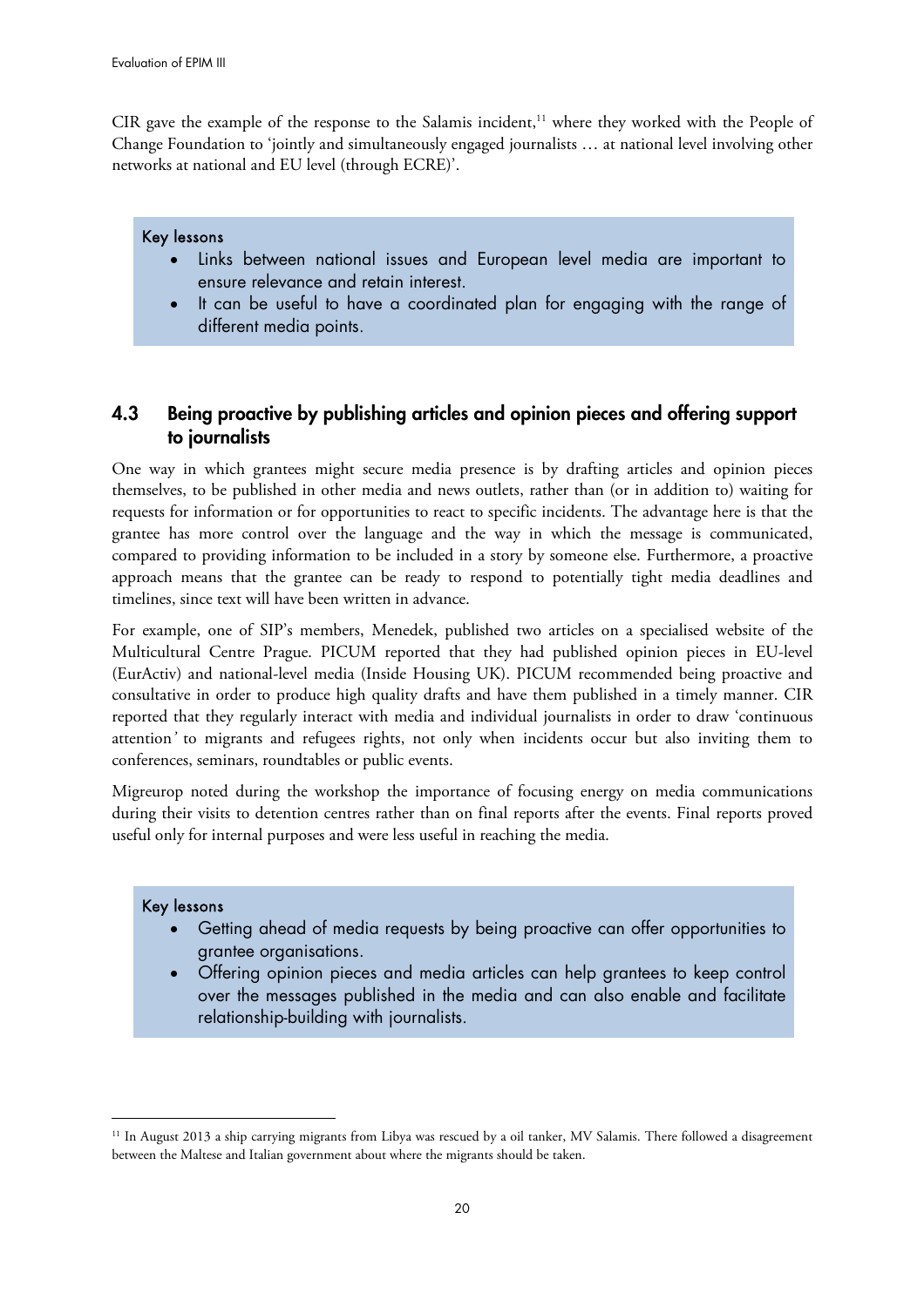CIR gave the example of the response to the Salamis incident,[11] where they worked with the People of Change Foundation to 'jointly and simultaneously engaged journalists … at national level involving other networks at national and EU level (through ECRE)'.

> **Key lessons**
>
> - Links between national issues and European level media are important to ensure relevance and retain interest.
> - It can be useful to have a coordinated plan for engaging with the range of different media points.

## 4.3 Being proactive by publishing articles and opinion pieces and offering support to journalists

One way in which grantees might secure media presence is by drafting articles and opinion pieces themselves, to be published in other media and news outlets, rather than (or in addition to) waiting for requests for information or for opportunities to react to specific incidents. The advantage here is that the grantee has more control over the language and the way in which the message is communicated, compared to providing information to be included in a story by someone else. Furthermore, a proactive approach means that the grantee can be ready to respond to potentially tight media deadlines and timelines, since text will have been written in advance.

For example, one of SIP's members, Menedek, published two articles on a specialised website of the Multicultural Centre Prague. PICUM reported that they had published opinion pieces in EU-level (EurActiv) and national-level media (Inside Housing UK). PICUM recommended being proactive and consultative in order to produce high quality drafts and have them published in a timely manner. CIR reported that they regularly interact with media and individual journalists in order to draw 'continuous attention' to migrants and refugees rights, not only when incidents occur but also inviting them to conferences, seminars, roundtables or public events.

Migreurop noted during the workshop the importance of focusing energy on media communications during their visits to detention centres rather than on final reports after the events. Final reports proved useful only for internal purposes and were less useful in reaching the media.

> **Key lessons**
>
> - Getting ahead of media requests by being proactive can offer opportunities to grantee organisations.
> - Offering opinion pieces and media articles can help grantees to keep control over the messages published in the media and can also enable and facilitate relationship-building with journalists.

---

[11] In August 2013 a ship carrying migrants from Libya was rescued by a oil tanker, MV Salamis. There followed a disagreement between the Maltese and Italian government about where the migrants should be taken.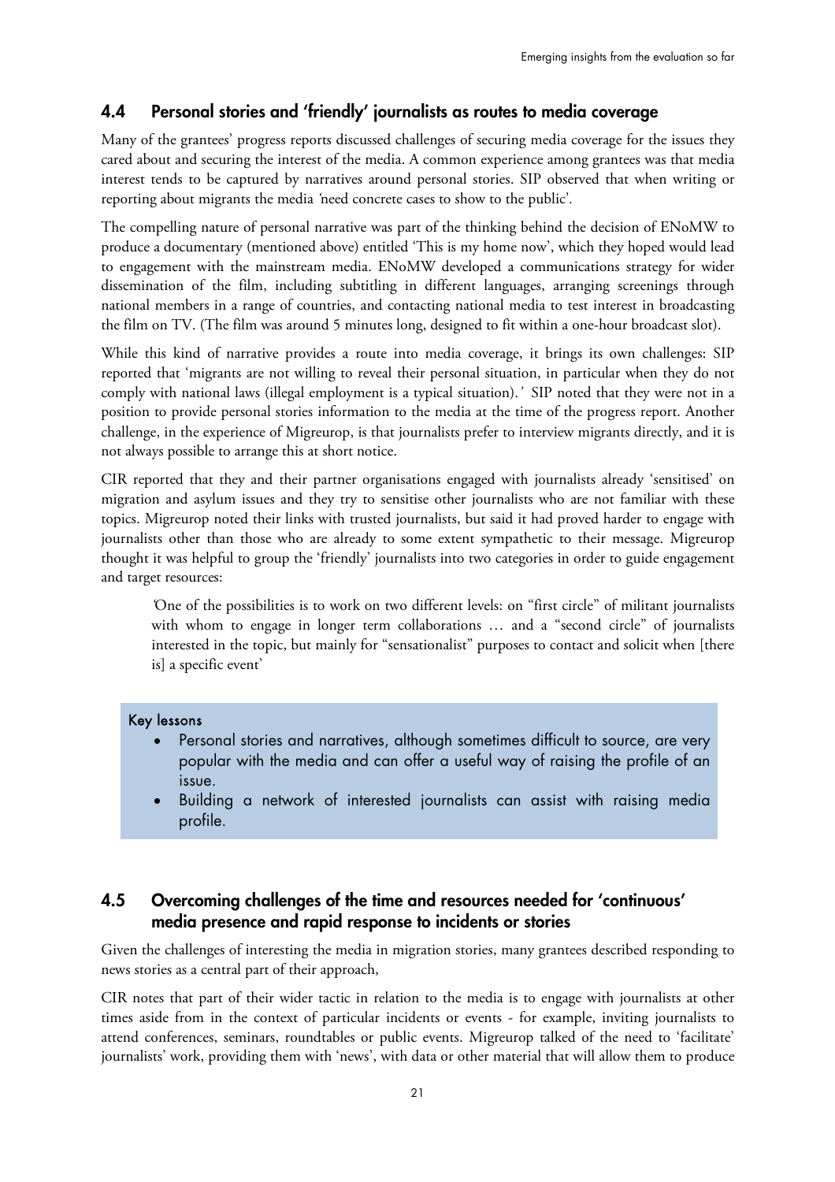## 4.4 Personal stories and 'friendly' journalists as routes to media coverage

Many of the grantees' progress reports discussed challenges of securing media coverage for the issues they cared about and securing the interest of the media. A common experience among grantees was that media interest tends to be captured by narratives around personal stories. SIP observed that when writing or reporting about migrants the media *'*need concrete cases to show to the public'.

The compelling nature of personal narrative was part of the thinking behind the decision of ENoMW to produce a documentary (mentioned above) entitled 'This is my home now', which they hoped would lead to engagement with the mainstream media. ENoMW developed a communications strategy for wider dissemination of the film, including subtitling in different languages, arranging screenings through national members in a range of countries, and contacting national media to test interest in broadcasting the film on TV. (The film was around 5 minutes long, designed to fit within a one-hour broadcast slot).

While this kind of narrative provides a route into media coverage, it brings its own challenges: SIP reported that 'migrants are not willing to reveal their personal situation, in particular when they do not comply with national laws (illegal employment is a typical situation).*'* SIP noted that they were not in a position to provide personal stories information to the media at the time of the progress report. Another challenge, in the experience of Migreurop, is that journalists prefer to interview migrants directly, and it is not always possible to arrange this at short notice.

CIR reported that they and their partner organisations engaged with journalists already 'sensitised' on migration and asylum issues and they try to sensitise other journalists who are not familiar with these topics. Migreurop noted their links with trusted journalists, but said it had proved harder to engage with journalists other than those who are already to some extent sympathetic to their message. Migreurop thought it was helpful to group the 'friendly' journalists into two categories in order to guide engagement and target resources:

> *'*One of the possibilities is to work on two different levels: on "first circle" of militant journalists with whom to engage in longer term collaborations … and a "second circle" of journalists interested in the topic, but mainly for "sensationalist" purposes to contact and solicit when [there is] a specific event'

**Key lessons**

- Personal stories and narratives, although sometimes difficult to source, are very popular with the media and can offer a useful way of raising the profile of an issue.
- Building a network of interested journalists can assist with raising media profile.

## 4.5 Overcoming challenges of the time and resources needed for 'continuous' media presence and rapid response to incidents or stories

Given the challenges of interesting the media in migration stories, many grantees described responding to news stories as a central part of their approach,

CIR notes that part of their wider tactic in relation to the media is to engage with journalists at other times aside from in the context of particular incidents or events - for example, inviting journalists to attend conferences, seminars, roundtables or public events. Migreurop talked of the need to 'facilitate' journalists' work, providing them with 'news', with data or other material that will allow them to produce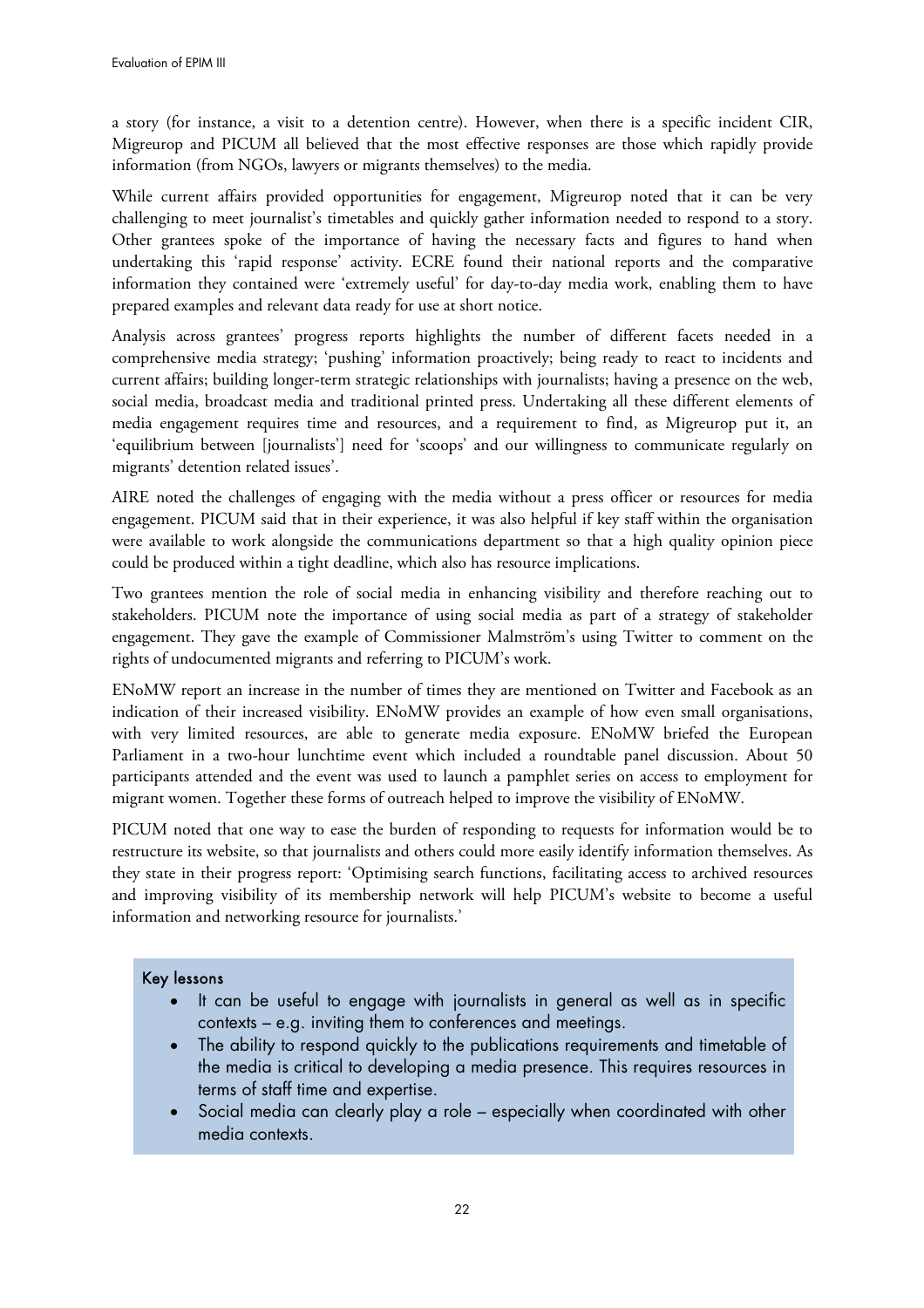a story (for instance, a visit to a detention centre). However, when there is a specific incident CIR, Migreurop and PICUM all believed that the most effective responses are those which rapidly provide information (from NGOs, lawyers or migrants themselves) to the media.

While current affairs provided opportunities for engagement, Migreurop noted that it can be very challenging to meet journalist's timetables and quickly gather information needed to respond to a story. Other grantees spoke of the importance of having the necessary facts and figures to hand when undertaking this 'rapid response' activity. ECRE found their national reports and the comparative information they contained were 'extremely useful' for day-to-day media work, enabling them to have prepared examples and relevant data ready for use at short notice.

Analysis across grantees' progress reports highlights the number of different facets needed in a comprehensive media strategy; 'pushing' information proactively; being ready to react to incidents and current affairs; building longer-term strategic relationships with journalists; having a presence on the web, social media, broadcast media and traditional printed press. Undertaking all these different elements of media engagement requires time and resources, and a requirement to find, as Migreurop put it, an 'equilibrium between [journalists'] need for 'scoops' and our willingness to communicate regularly on migrants' detention related issues'.

AIRE noted the challenges of engaging with the media without a press officer or resources for media engagement. PICUM said that in their experience, it was also helpful if key staff within the organisation were available to work alongside the communications department so that a high quality opinion piece could be produced within a tight deadline, which also has resource implications.

Two grantees mention the role of social media in enhancing visibility and therefore reaching out to stakeholders. PICUM note the importance of using social media as part of a strategy of stakeholder engagement. They gave the example of Commissioner Malmström's using Twitter to comment on the rights of undocumented migrants and referring to PICUM's work.

ENoMW report an increase in the number of times they are mentioned on Twitter and Facebook as an indication of their increased visibility. ENoMW provides an example of how even small organisations, with very limited resources, are able to generate media exposure. ENoMW briefed the European Parliament in a two-hour lunchtime event which included a roundtable panel discussion. About 50 participants attended and the event was used to launch a pamphlet series on access to employment for migrant women. Together these forms of outreach helped to improve the visibility of ENoMW.

PICUM noted that one way to ease the burden of responding to requests for information would be to restructure its website, so that journalists and others could more easily identify information themselves. As they state in their progress report: 'Optimising search functions, facilitating access to archived resources and improving visibility of its membership network will help PICUM's website to become a useful information and networking resource for journalists.'

**Key lessons**

- It can be useful to engage with journalists in general as well as in specific contexts – e.g. inviting them to conferences and meetings.
- The ability to respond quickly to the publications requirements and timetable of the media is critical to developing a media presence. This requires resources in terms of staff time and expertise.
- Social media can clearly play a role – especially when coordinated with other media contexts.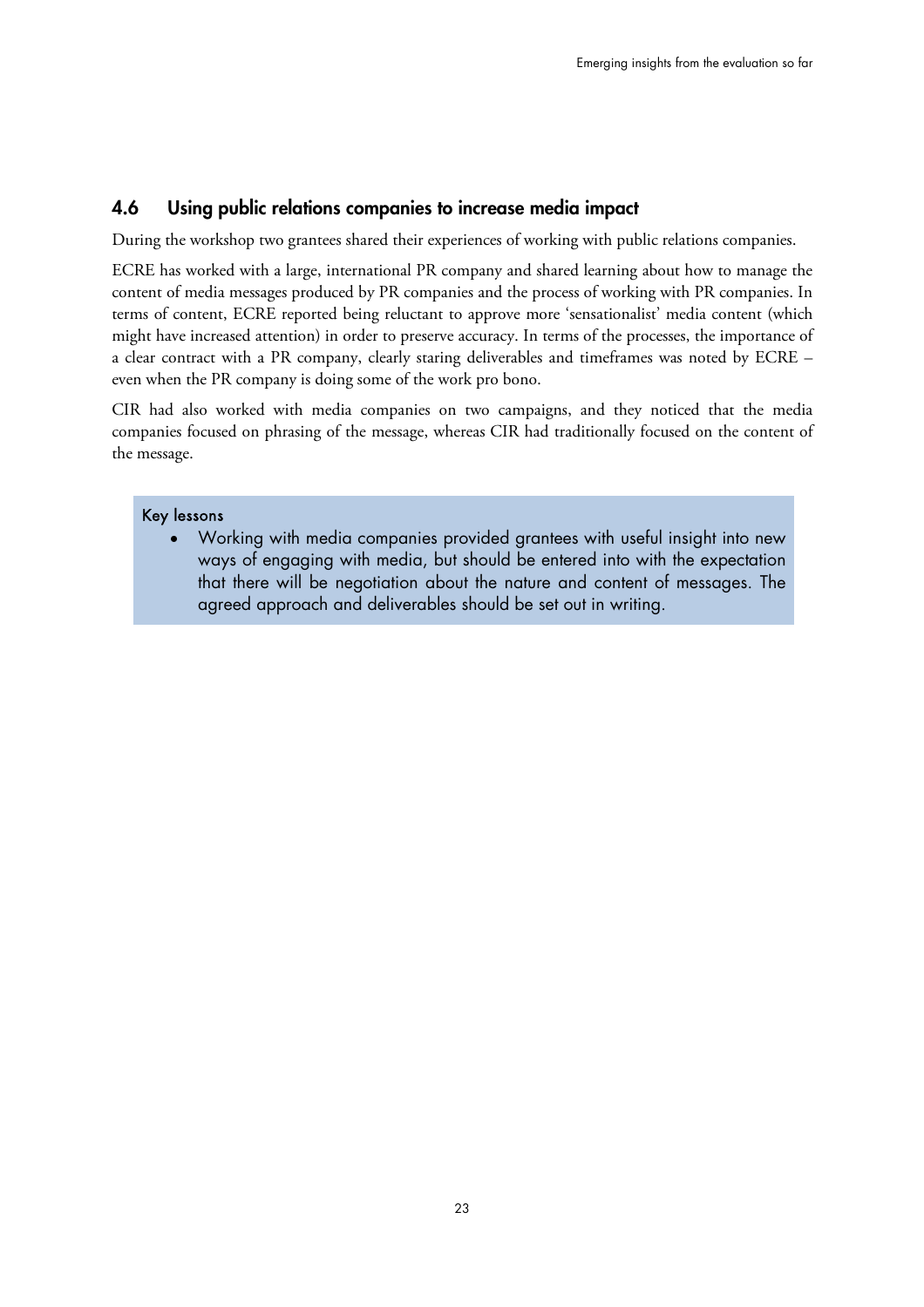## 4.6 Using public relations companies to increase media impact

During the workshop two grantees shared their experiences of working with public relations companies.

ECRE has worked with a large, international PR company and shared learning about how to manage the content of media messages produced by PR companies and the process of working with PR companies. In terms of content, ECRE reported being reluctant to approve more 'sensationalist' media content (which might have increased attention) in order to preserve accuracy. In terms of the processes, the importance of a clear contract with a PR company, clearly staring deliverables and timeframes was noted by ECRE – even when the PR company is doing some of the work pro bono.

CIR had also worked with media companies on two campaigns, and they noticed that the media companies focused on phrasing of the message, whereas CIR had traditionally focused on the content of the message.

> **Key lessons**
>
> - Working with media companies provided grantees with useful insight into new ways of engaging with media, but should be entered into with the expectation that there will be negotiation about the nature and content of messages. The agreed approach and deliverables should be set out in writing.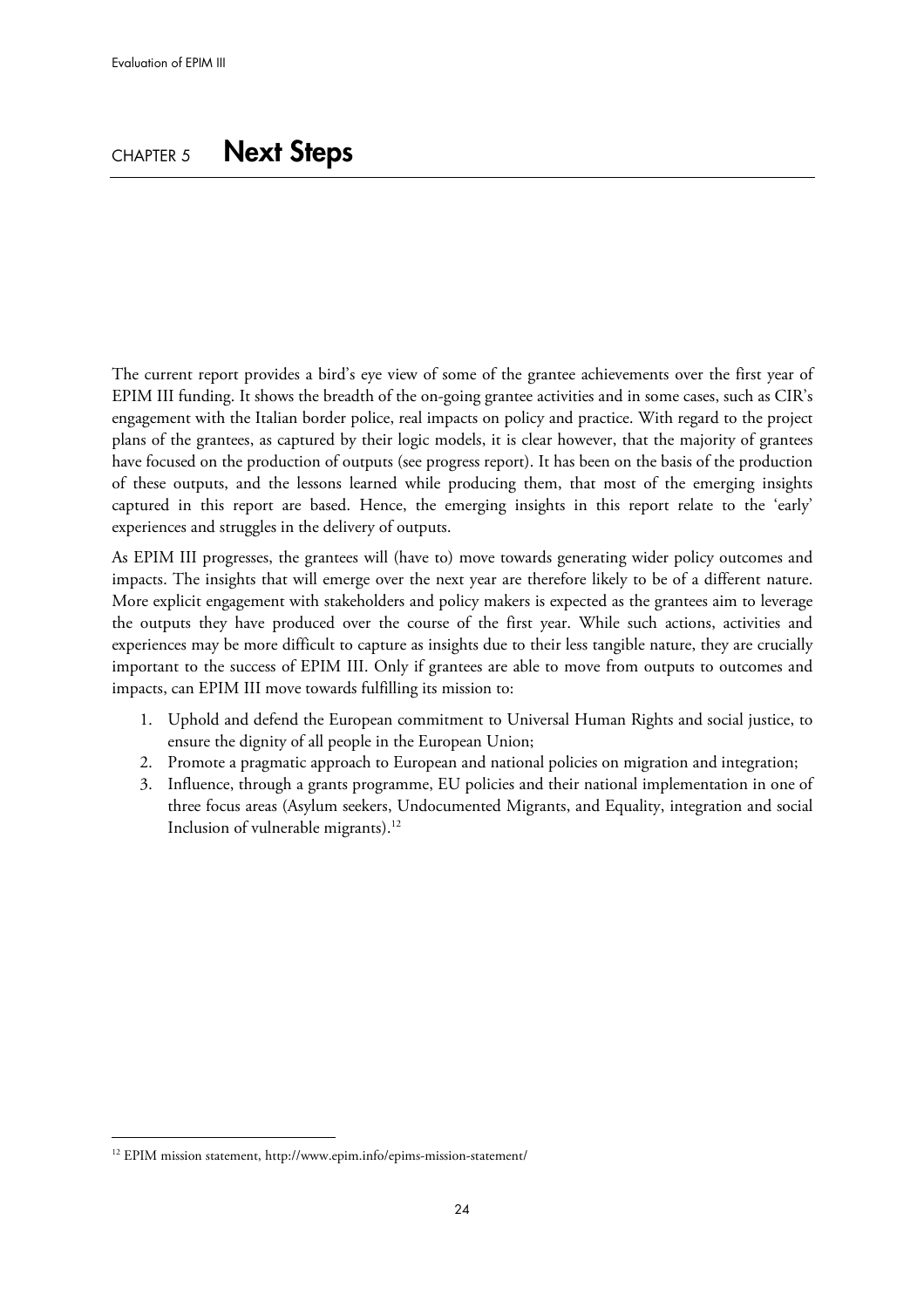# CHAPTER 5 Next Steps

The current report provides a bird's eye view of some of the grantee achievements over the first year of EPIM III funding. It shows the breadth of the on-going grantee activities and in some cases, such as CIR's engagement with the Italian border police, real impacts on policy and practice. With regard to the project plans of the grantees, as captured by their logic models, it is clear however, that the majority of grantees have focused on the production of outputs (see progress report). It has been on the basis of the production of these outputs, and the lessons learned while producing them, that most of the emerging insights captured in this report are based. Hence, the emerging insights in this report relate to the 'early' experiences and struggles in the delivery of outputs.

As EPIM III progresses, the grantees will (have to) move towards generating wider policy outcomes and impacts. The insights that will emerge over the next year are therefore likely to be of a different nature. More explicit engagement with stakeholders and policy makers is expected as the grantees aim to leverage the outputs they have produced over the course of the first year. While such actions, activities and experiences may be more difficult to capture as insights due to their less tangible nature, they are crucially important to the success of EPIM III. Only if grantees are able to move from outputs to outcomes and impacts, can EPIM III move towards fulfilling its mission to:

1. Uphold and defend the European commitment to Universal Human Rights and social justice, to ensure the dignity of all people in the European Union;
2. Promote a pragmatic approach to European and national policies on migration and integration;
3. Influence, through a grants programme, EU policies and their national implementation in one of three focus areas (Asylum seekers, Undocumented Migrants, and Equality, integration and social Inclusion of vulnerable migrants).[12]

[12] EPIM mission statement, http://www.epim.info/epims-mission-statement/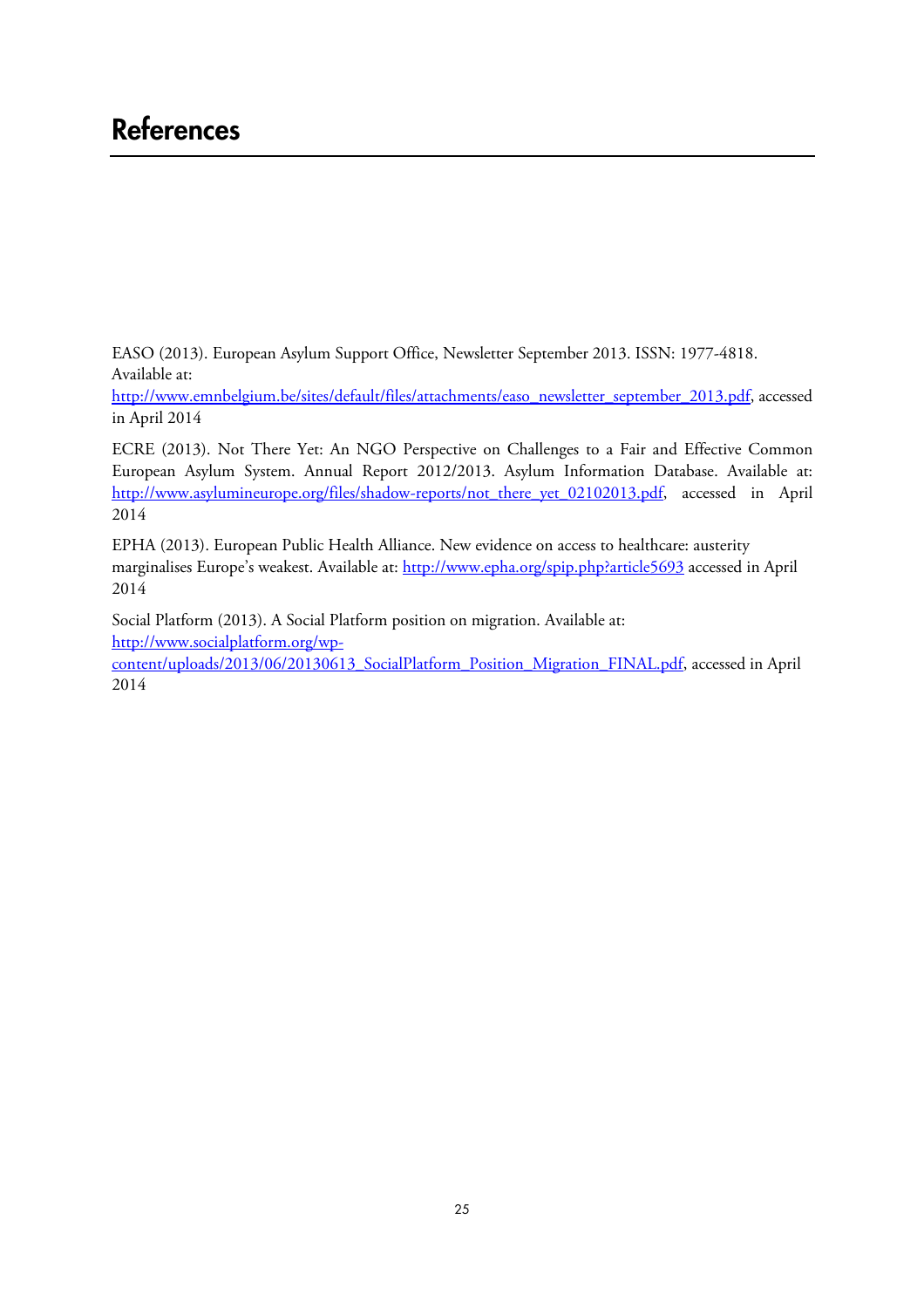# References

EASO (2013). European Asylum Support Office, Newsletter September 2013. ISSN: 1977-4818. Available at: http://www.emnbelgium.be/sites/default/files/attachments/easo_newsletter_september_2013.pdf, accessed in April 2014

ECRE (2013). Not There Yet: An NGO Perspective on Challenges to a Fair and Effective Common European Asylum System. Annual Report 2012/2013. Asylum Information Database. Available at: http://www.asylumineurope.org/files/shadow-reports/not_there_yet_02102013.pdf, accessed in April 2014

EPHA (2013). European Public Health Alliance. New evidence on access to healthcare: austerity marginalises Europe's weakest. Available at: http://www.epha.org/spip.php?article5693 accessed in April 2014

Social Platform (2013). A Social Platform position on migration. Available at: http://www.socialplatform.org/wp-content/uploads/2013/06/20130613_SocialPlatform_Position_Migration_FINAL.pdf, accessed in April 2014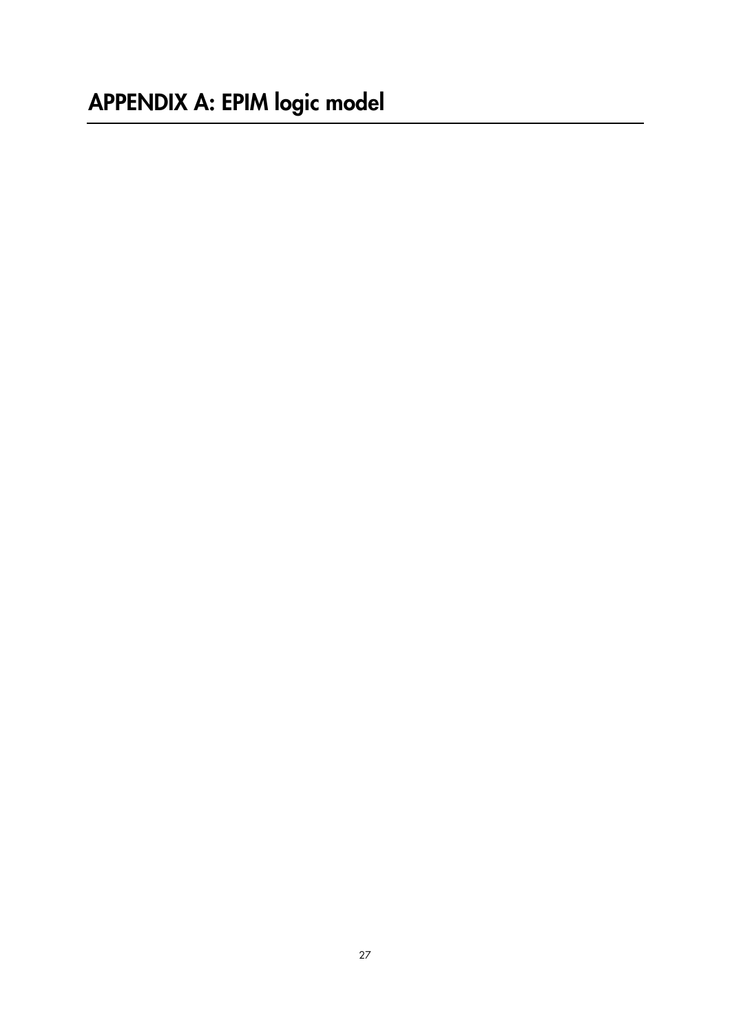# APPENDIX A: EPIM logic model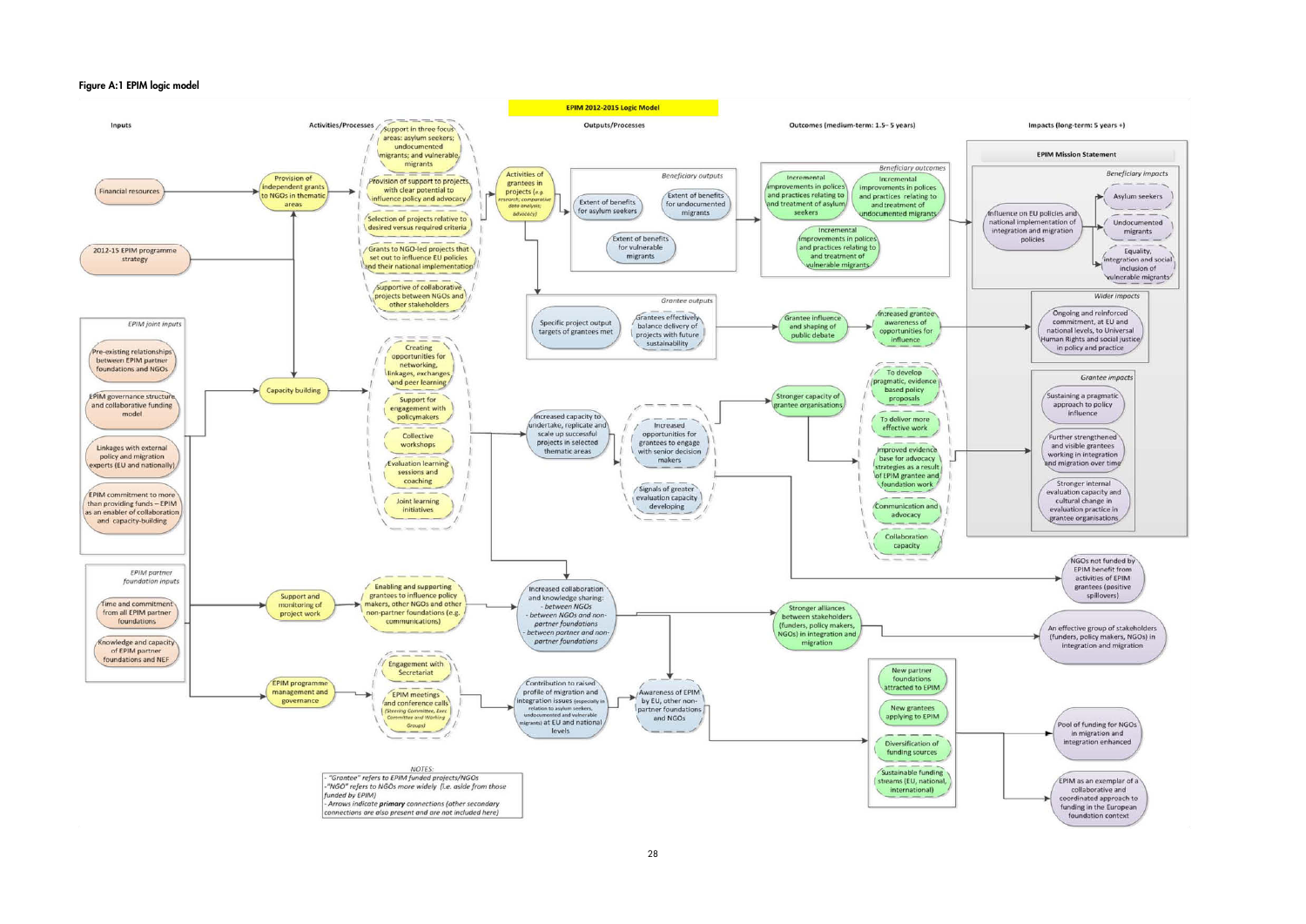**Figure A:1 EPIM logic model**

EPIM 2012-2015 Logic Model

Inputs

Activities/Processes

Outputs/Processes

Outcomes (medium-term: 1.5– 5 years)

Impacts (long-term: 5 years +)

Financial resources

2012-15 EPIM programme strategy

*EPIM joint inputs*

Pre-existing relationships between EPIM partner foundations and NGOs

EPIM governance structure and collaborative funding model

Linkages with external policy and migration experts (EU and nationally)

EPIM commitment to more than providing funds – EPIM as an enabler of collaboration and capacity-building

*EPIM partner foundation inputs*

Time and commitment from all EPIM partner foundations

Knowledge and capacity of EPIM partner foundations and NEF

Provision of independent grants to NGOs in thematic areas

Capacity building

Support and monitoring of project work

EPIM programme management and governance

Support in three focus areas: asylum seekers; undocumented migrants; and vulnerable migrants

Provision of support to projects with clear potential to influence policy and advocacy

Selection of projects relative to desired versus required criteria

Grants to NGO-led projects that set out to influence EU policies and their national implementation

Supportive of collaborative projects between NGOs and other stakeholders

Creating opportunities for networking, linkages, exchanges and peer learning

Support for engagement with policymakers

Collective workshops

Evaluation learning sessions and coaching

Joint learning initiatives

Enabling and supporting grantees to influence policy makers, other NGOs and other non-partner foundations (e.g. communications)

Engagement with Secretariat

EPIM meetings and conference calls (Steering Committee, Exec Committee and Working Groups)

Activities of grantees in projects (e.g. research; comparative data analysis; advocacy)

*Beneficiary outputs*

Extent of benefits for asylum seekers

Extent of benefits for undocumented migrants

Extent of benefits for vulnerable migrants

*Grantee outputs*

Specific project output targets of grantees met

Grantees effectively balance delivery of projects with future sustainability

Increased capacity to undertake, replicate and scale up successful projects in selected thematic areas

Increased opportunities for grantees to engage with senior decision makers

Signals of greater evaluation capacity developing

Increased collaboration and knowledge sharing:
- between NGOs
- between NGOs and non-partner foundations
- between partner and non-partner foundations

Contribution to raised profile of migration and integration issues (especially in relation to asylum seekers, undocumented and vulnerable migrants) at EU and national levels

Awareness of EPIM by EU, other non-partner foundations and NGOs

*Beneficiary outcomes*

Incremental improvements in polices and practices relating to and treatment of asylum seekers

Incremental improvements in polices and practices relating to and treatment of undocumented migrants

Incremental improvements in polices and practices relating to and treatment of vulnerable migrants

Grantee influence and shaping of public debate

Increased grantee awareness of opportunities for influence

Stronger capacity of grantee organisations

To develop pragmatic, evidence based policy proposals

To deliver more effective work

Improved evidence base for advocacy strategies as a result of EPIM grantee and foundation work

Communication and advocacy

Collaboration capacity

Stronger alliances between stakeholders (funders, policy makers, NGOs) in integration and migration

New partner foundations attracted to EPIM

New grantees applying to EPIM

Diversification of funding sources

Sustainable funding streams (EU, national, international)

EPIM Mission Statement

*Beneficiary impacts*

Influence on EU policies and national implementation of integration and migration policies

Asylum seekers

Undocumented migrants

Equality, integration and social inclusion of vulnerable migrants

*Wider impacts*

Ongoing and reinforced commitment, at EU and national levels, to Universal Human Rights and social justice in policy and practice

*Grantee impacts*

Sustaining a pragmatic approach to policy influence

Further strengthened and visible grantees working in integration and migration over time

Stronger internal evaluation capacity and cultural change in evaluation practice in grantee organisations

NGOs not funded by EPIM benefit from activities of EPIM grantees (positive spillovers)

An effective group of stakeholders (funders, policy makers, NGOs) in integration and migration

Pool of funding for NGOs in migration and integration enhanced

EPIM as an exemplar of a collaborative and coordinated approach to funding in the European foundation context

NOTES:
- "Grantee" refers to EPIM funded projects/NGOs
- "NGO" refers to NGOs more widely (i.e. aside from those funded by EPIM)
- Arrows indicate **primary** connections (other secondary connections are also present and are not included here)